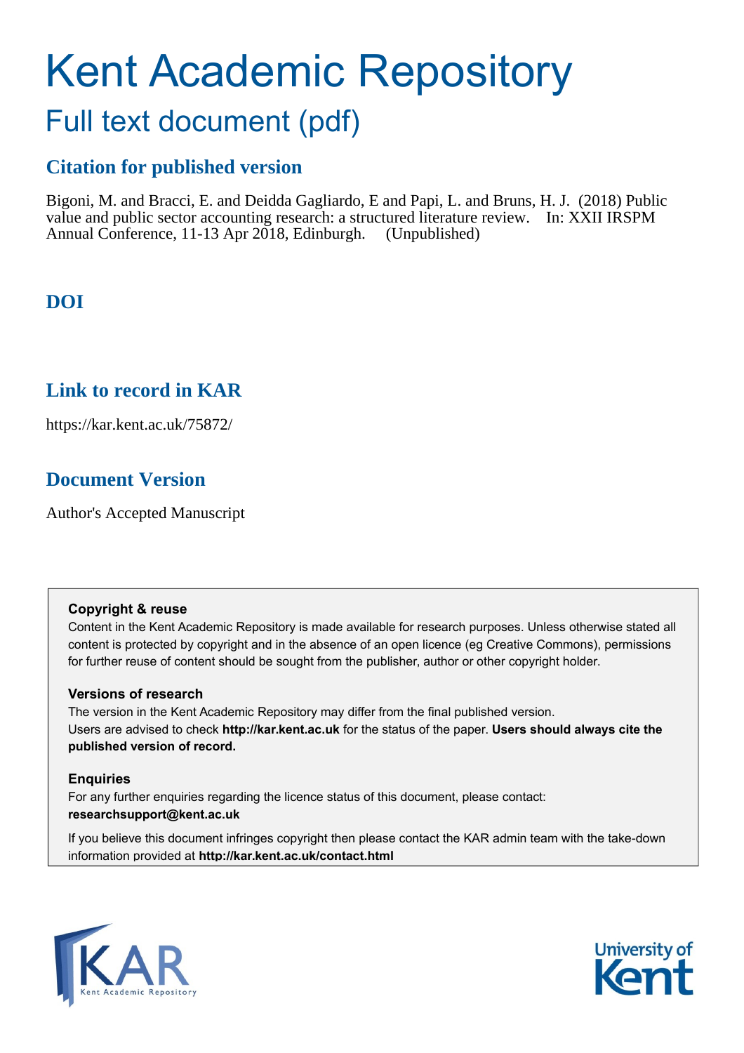# Kent Academic Repository

## Full text document (pdf)

### Citation for published version

Bigoni, M. and Bracci, E. and Deidda Gagliardo, E and Papi, L. and Bruns, H. J. (2018) Public value and public sector accounting research: a structured literature review. In: XXII IRSPM Annual Conference, 11-13 Apr 2018, Edinburgh. (Unpublished)

### DOI

### Link to record in KAR

https://kar.kent.ac.uk/75872/

### Document Version

Author's Accepted Manuscript

**Copyright & reuse**

Content in the Kent Academic Repository is made available for research purposes. Unless otherwise stated all content is protected by copyright and in the absence of an open licence (eg Creative Commons), permissions for further reuse of content should be sought from the publisher, author or other copyright holder.

**Versions of research**

The version in the Kent Academic Repository may differ from the final published version. Users are advised to check **http://kar.kent.ac.uk** for the status of the paper. **Users should always cite the published version of record.**

**Enquiries**

For any further enquiries regarding the licence status of this document, please contact: **researchsupport@kent.ac.uk**

If you believe this document infringes copyright then please contact the KAR admin team with the take-down information provided at **http://kar.kent.ac.uk/contact.html**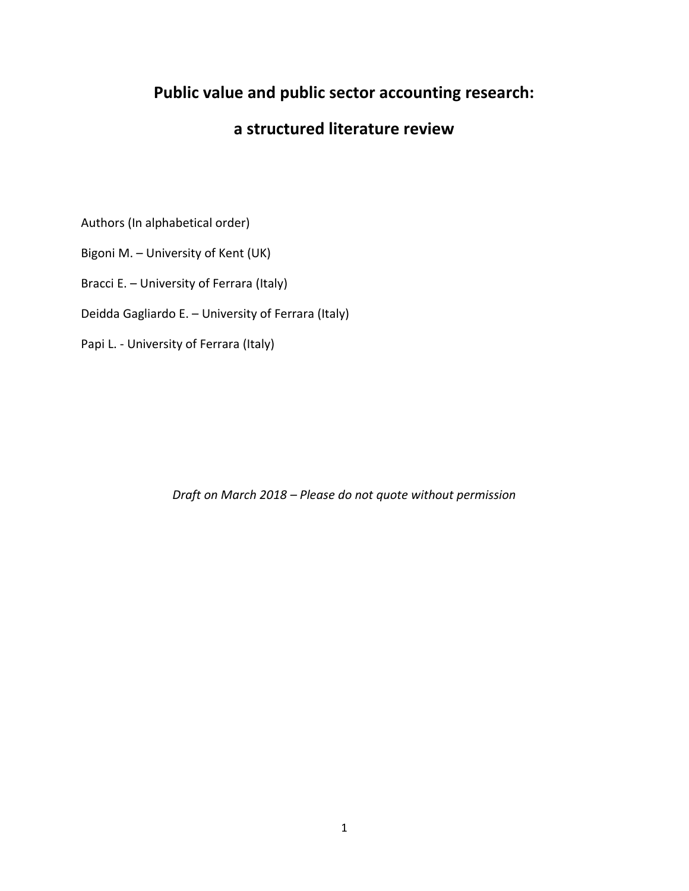# Public value and public sector accounting research:

# a structured literature review

Authors (In alphabetical order)

Bigoni M. – University of Kent (UK)

Bracci E. – University of Ferrara (Italy)

Deidda Gagliardo E. – University of Ferrara (Italy)

Papi L. - University of Ferrara (Italy)

*Draft on March 2018 – Please do not quote without permission*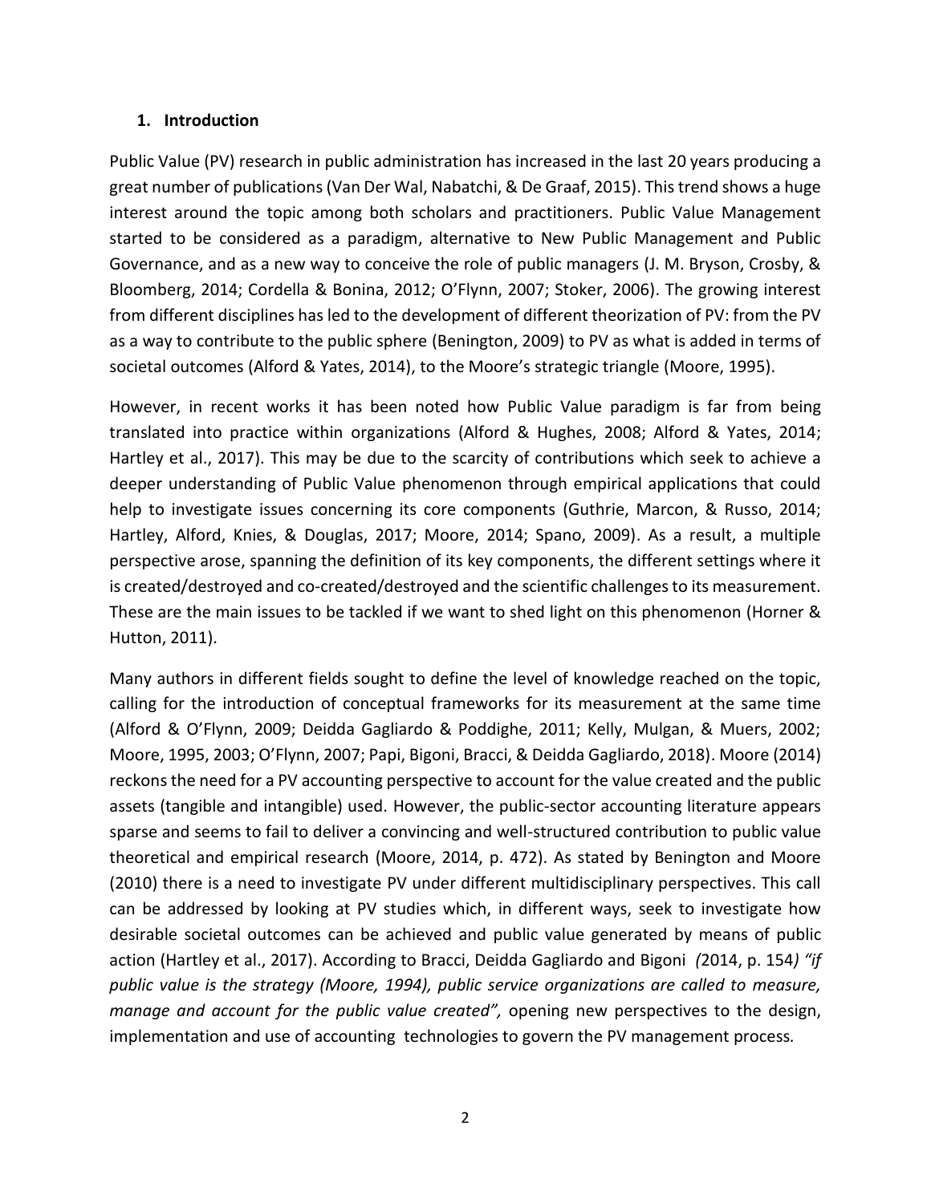## 1. Introduction

Public Value (PV) research in public administration has increased in the last 20 years producing a great number of publications (Van Der Wal, Nabatchi, & De Graaf, 2015). This trend shows a huge interest around the topic among both scholars and practitioners. Public Value Management started to be considered as a paradigm, alternative to New Public Management and Public Governance, and as a new way to conceive the role of public managers (J. M. Bryson, Crosby, & Bloomberg, 2014; Cordella & Bonina, 2012; O'Flynn, 2007; Stoker, 2006). The growing interest from different disciplines has led to the development of different theorization of PV: from the PV as a way to contribute to the public sphere (Benington, 2009) to PV as what is added in terms of societal outcomes (Alford & Yates, 2014), to the Moore's strategic triangle (Moore, 1995).

However, in recent works it has been noted how Public Value paradigm is far from being translated into practice within organizations (Alford & Hughes, 2008; Alford & Yates, 2014; Hartley et al., 2017). This may be due to the scarcity of contributions which seek to achieve a deeper understanding of Public Value phenomenon through empirical applications that could help to investigate issues concerning its core components (Guthrie, Marcon, & Russo, 2014; Hartley, Alford, Knies, & Douglas, 2017; Moore, 2014; Spano, 2009). As a result, a multiple perspective arose, spanning the definition of its key components, the different settings where it is created/destroyed and co-created/destroyed and the scientific challenges to its measurement. These are the main issues to be tackled if we want to shed light on this phenomenon (Horner & Hutton, 2011).

Many authors in different fields sought to define the level of knowledge reached on the topic, calling for the introduction of conceptual frameworks for its measurement at the same time (Alford & O'Flynn, 2009; Deidda Gagliardo & Poddighe, 2011; Kelly, Mulgan, & Muers, 2002; Moore, 1995, 2003; O'Flynn, 2007; Papi, Bigoni, Bracci, & Deidda Gagliardo, 2018). Moore (2014) reckons the need for a PV accounting perspective to account for the value created and the public assets (tangible and intangible) used. However, the public-sector accounting literature appears sparse and seems to fail to deliver a convincing and well-structured contribution to public value theoretical and empirical research (Moore, 2014, p. 472). As stated by Benington and Moore (2010) there is a need to investigate PV under different multidisciplinary perspectives. This call can be addressed by looking at PV studies which, in different ways, seek to investigate how desirable societal outcomes can be achieved and public value generated by means of public action (Hartley et al., 2017). According to Bracci, Deidda Gagliardo and Bigoni *(*2014, p. 154*) "if public value is the strategy (Moore, 1994), public service organizations are called to measure, manage and account for the public value created",* opening new perspectives to the design, implementation and use of accounting technologies to govern the PV management process*.*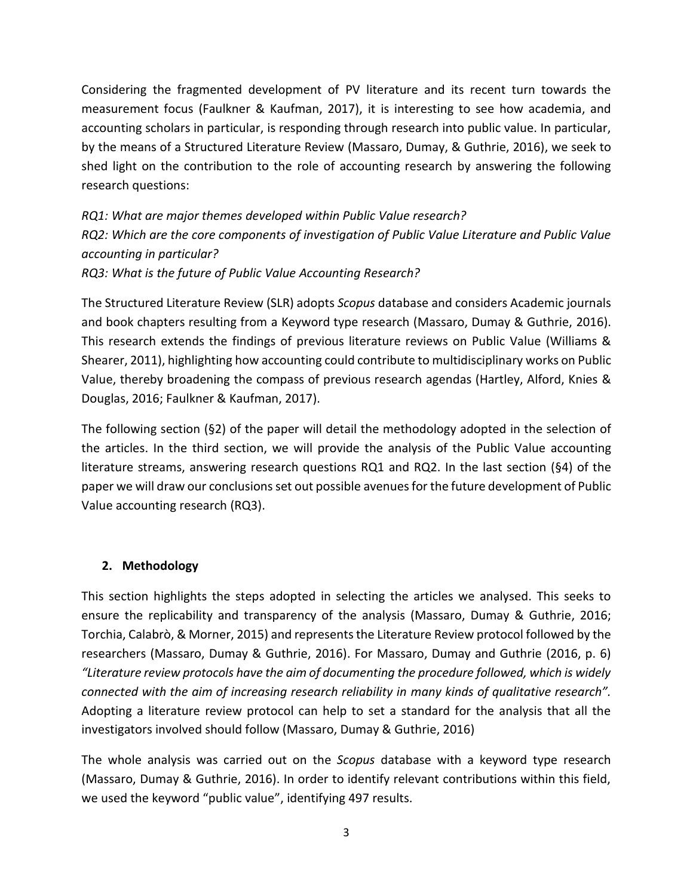Considering the fragmented development of PV literature and its recent turn towards the measurement focus (Faulkner & Kaufman, 2017), it is interesting to see how academia, and accounting scholars in particular, is responding through research into public value. In particular, by the means of a Structured Literature Review (Massaro, Dumay, & Guthrie, 2016), we seek to shed light on the contribution to the role of accounting research by answering the following research questions:

*RQ1: What are major themes developed within Public Value research?*
*RQ2: Which are the core components of investigation of Public Value Literature and Public Value accounting in particular?*
*RQ3: What is the future of Public Value Accounting Research?*

The Structured Literature Review (SLR) adopts *Scopus* database and considers Academic journals and book chapters resulting from a Keyword type research (Massaro, Dumay & Guthrie, 2016). This research extends the findings of previous literature reviews on Public Value (Williams & Shearer, 2011), highlighting how accounting could contribute to multidisciplinary works on Public Value, thereby broadening the compass of previous research agendas (Hartley, Alford, Knies & Douglas, 2016; Faulkner & Kaufman, 2017).

The following section (§2) of the paper will detail the methodology adopted in the selection of the articles. In the third section, we will provide the analysis of the Public Value accounting literature streams, answering research questions RQ1 and RQ2. In the last section (§4) of the paper we will draw our conclusions set out possible avenues for the future development of Public Value accounting research (RQ3).

## 2. Methodology

This section highlights the steps adopted in selecting the articles we analysed. This seeks to ensure the replicability and transparency of the analysis (Massaro, Dumay & Guthrie, 2016; Torchia, Calabrò, & Morner, 2015) and represents the Literature Review protocol followed by the researchers (Massaro, Dumay & Guthrie, 2016). For Massaro, Dumay and Guthrie (2016, p. 6) *"Literature review protocols have the aim of documenting the procedure followed, which is widely connected with the aim of increasing research reliability in many kinds of qualitative research".* Adopting a literature review protocol can help to set a standard for the analysis that all the investigators involved should follow (Massaro, Dumay & Guthrie, 2016)

The whole analysis was carried out on the *Scopus* database with a keyword type research (Massaro, Dumay & Guthrie, 2016). In order to identify relevant contributions within this field, we used the keyword "public value", identifying 497 results.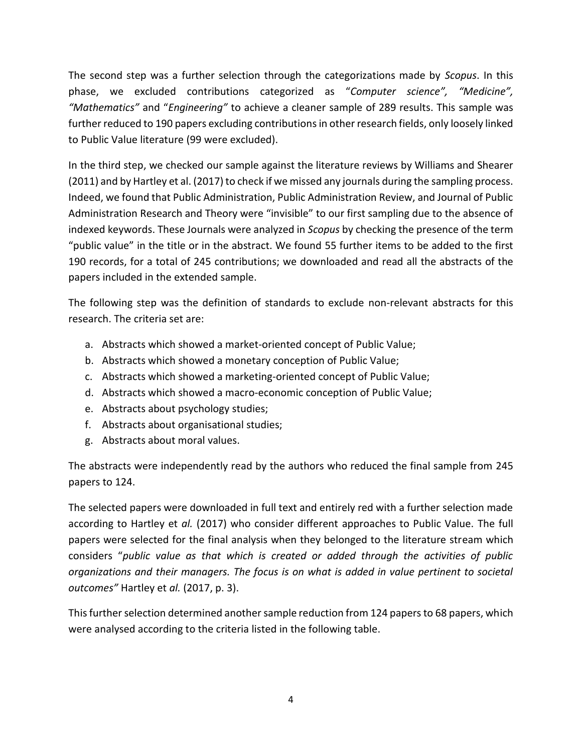The second step was a further selection through the categorizations made by *Scopus*. In this phase, we excluded contributions categorized as "*Computer science", "Medicine", "Mathematics"* and "*Engineering"* to achieve a cleaner sample of 289 results. This sample was further reduced to 190 papers excluding contributions in other research fields, only loosely linked to Public Value literature (99 were excluded).

In the third step, we checked our sample against the literature reviews by Williams and Shearer (2011) and by Hartley et al. (2017) to check if we missed any journals during the sampling process. Indeed, we found that Public Administration, Public Administration Review, and Journal of Public Administration Research and Theory were "invisible" to our first sampling due to the absence of indexed keywords. These Journals were analyzed in *Scopus* by checking the presence of the term "public value" in the title or in the abstract. We found 55 further items to be added to the first 190 records, for a total of 245 contributions; we downloaded and read all the abstracts of the papers included in the extended sample.

The following step was the definition of standards to exclude non-relevant abstracts for this research. The criteria set are:

a. Abstracts which showed a market-oriented concept of Public Value;
b. Abstracts which showed a monetary conception of Public Value;
c. Abstracts which showed a marketing-oriented concept of Public Value;
d. Abstracts which showed a macro-economic conception of Public Value;
e. Abstracts about psychology studies;
f. Abstracts about organisational studies;
g. Abstracts about moral values.

The abstracts were independently read by the authors who reduced the final sample from 245 papers to 124.

The selected papers were downloaded in full text and entirely red with a further selection made according to Hartley et *al.* (2017) who consider different approaches to Public Value. The full papers were selected for the final analysis when they belonged to the literature stream which considers "*public value as that which is created or added through the activities of public organizations and their managers. The focus is on what is added in value pertinent to societal outcomes"* Hartley et *al.* (2017, p. 3).

This further selection determined another sample reduction from 124 papers to 68 papers, which were analysed according to the criteria listed in the following table.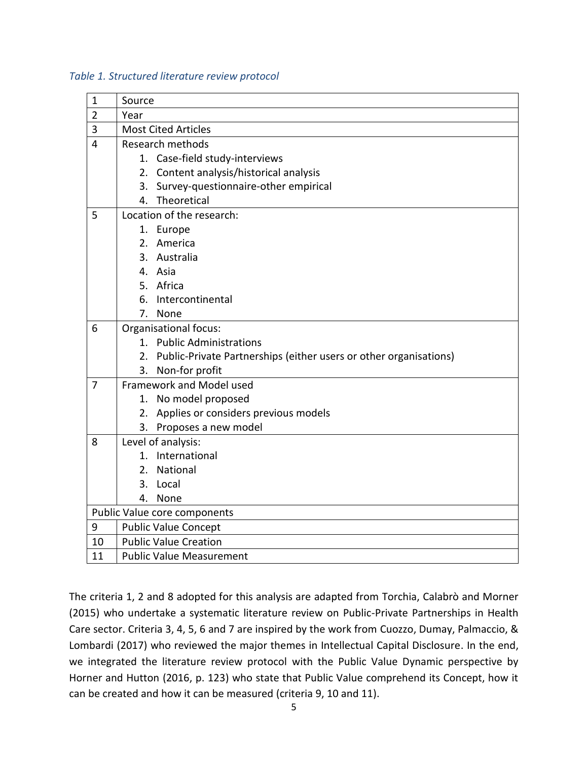*Table 1. Structured literature review protocol*

| | |
|---|---|
| 1 | Source |
| 2 | Year |
| 3 | Most Cited Articles |
| 4 | Research methods<br>1. Case-field study-interviews<br>2. Content analysis/historical analysis<br>3. Survey-questionnaire-other empirical<br>4. Theoretical |
| 5 | Location of the research:<br>1. Europe<br>2. America<br>3. Australia<br>4. Asia<br>5. Africa<br>6. Intercontinental<br>7. None |
| 6 | Organisational focus:<br>1. Public Administrations<br>2. Public-Private Partnerships (either users or other organisations)<br>3. Non-for profit |
| 7 | Framework and Model used<br>1. No model proposed<br>2. Applies or considers previous models<br>3. Proposes a new model |
| 8 | Level of analysis:<br>1. International<br>2. National<br>3. Local<br>4. None |
| Public Value core components | |
| 9 | Public Value Concept |
| 10 | Public Value Creation |
| 11 | Public Value Measurement |

The criteria 1, 2 and 8 adopted for this analysis are adapted from Torchia, Calabrò and Morner (2015) who undertake a systematic literature review on Public-Private Partnerships in Health Care sector. Criteria 3, 4, 5, 6 and 7 are inspired by the work from Cuozzo, Dumay, Palmaccio, & Lombardi (2017) who reviewed the major themes in Intellectual Capital Disclosure. In the end, we integrated the literature review protocol with the Public Value Dynamic perspective by Horner and Hutton (2016, p. 123) who state that Public Value comprehend its Concept, how it can be created and how it can be measured (criteria 9, 10 and 11).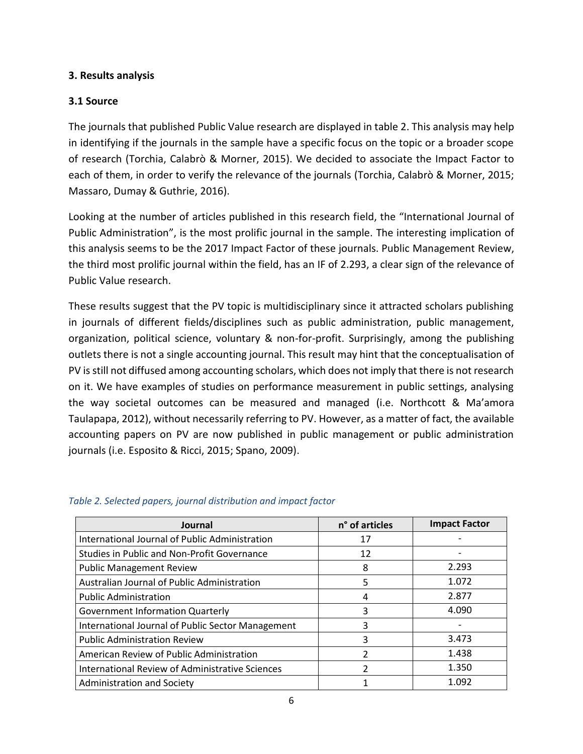## 3. Results analysis

### 3.1 Source

The journals that published Public Value research are displayed in table 2. This analysis may help in identifying if the journals in the sample have a specific focus on the topic or a broader scope of research (Torchia, Calabrò & Morner, 2015). We decided to associate the Impact Factor to each of them, in order to verify the relevance of the journals (Torchia, Calabrò & Morner, 2015; Massaro, Dumay & Guthrie, 2016).

Looking at the number of articles published in this research field, the "International Journal of Public Administration", is the most prolific journal in the sample. The interesting implication of this analysis seems to be the 2017 Impact Factor of these journals. Public Management Review, the third most prolific journal within the field, has an IF of 2.293, a clear sign of the relevance of Public Value research.

These results suggest that the PV topic is multidisciplinary since it attracted scholars publishing in journals of different fields/disciplines such as public administration, public management, organization, political science, voluntary & non-for-profit. Surprisingly, among the publishing outlets there is not a single accounting journal. This result may hint that the conceptualisation of PV is still not diffused among accounting scholars, which does not imply that there is not research on it. We have examples of studies on performance measurement in public settings, analysing the way societal outcomes can be measured and managed (i.e. Northcott & Ma'amora Taulapapa, 2012), without necessarily referring to PV. However, as a matter of fact, the available accounting papers on PV are now published in public management or public administration journals (i.e. Esposito & Ricci, 2015; Spano, 2009).

*Table 2. Selected papers, journal distribution and impact factor*

| Journal | n° of articles | Impact Factor |
|---|---|---|
| International Journal of Public Administration | 17 | - |
| Studies in Public and Non-Profit Governance | 12 | - |
| Public Management Review | 8 | 2.293 |
| Australian Journal of Public Administration | 5 | 1.072 |
| Public Administration | 4 | 2.877 |
| Government Information Quarterly | 3 | 4.090 |
| International Journal of Public Sector Management | 3 | - |
| Public Administration Review | 3 | 3.473 |
| American Review of Public Administration | 2 | 1.438 |
| International Review of Administrative Sciences | 2 | 1.350 |
| Administration and Society | 1 | 1.092 |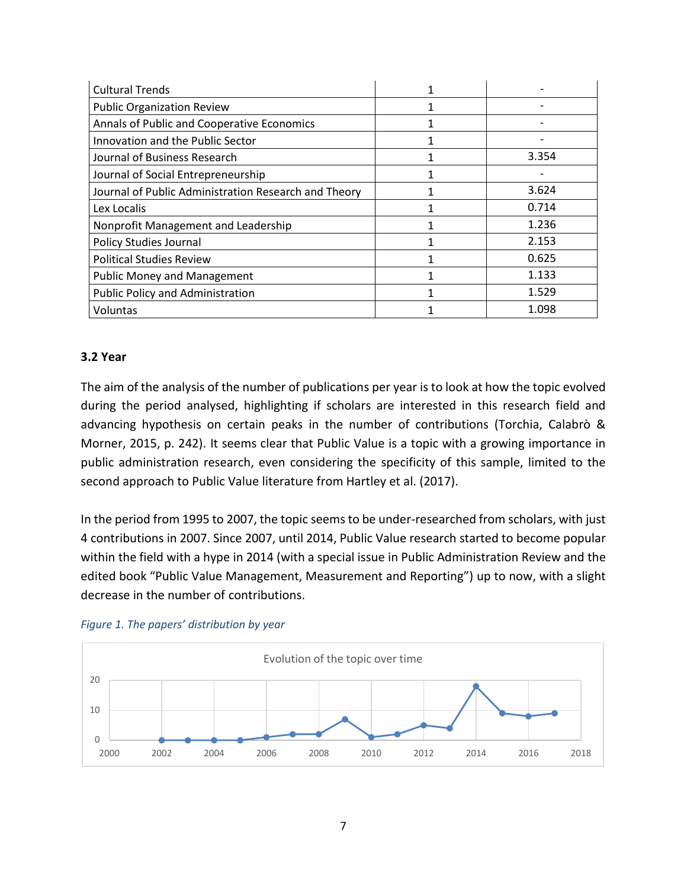| Cultural Trends | 1 | - |
|---|---|---|
| Public Organization Review | 1 | - |
| Annals of Public and Cooperative Economics | 1 | - |
| Innovation and the Public Sector | 1 | - |
| Journal of Business Research | 1 | 3.354 |
| Journal of Social Entrepreneurship | 1 | - |
| Journal of Public Administration Research and Theory | 1 | 3.624 |
| Lex Localis | 1 | 0.714 |
| Nonprofit Management and Leadership | 1 | 1.236 |
| Policy Studies Journal | 1 | 2.153 |
| Political Studies Review | 1 | 0.625 |
| Public Money and Management | 1 | 1.133 |
| Public Policy and Administration | 1 | 1.529 |
| Voluntas | 1 | 1.098 |

### 3.2 Year

The aim of the analysis of the number of publications per year is to look at how the topic evolved during the period analysed, highlighting if scholars are interested in this research field and advancing hypothesis on certain peaks in the number of contributions (Torchia, Calabrò & Morner, 2015, p. 242). It seems clear that Public Value is a topic with a growing importance in public administration research, even considering the specificity of this sample, limited to the second approach to Public Value literature from Hartley et al. (2017).

In the period from 1995 to 2007, the topic seems to be under-researched from scholars, with just 4 contributions in 2007. Since 2007, until 2014, Public Value research started to become popular within the field with a hype in 2014 (with a special issue in Public Administration Review and the edited book "Public Value Management, Measurement and Reporting") up to now, with a slight decrease in the number of contributions.

*Figure 1. The papers' distribution by year*

Evolution of the topic over time

| Year | 2002 | 2003 | 2004 | 2005 | 2006 | 2007 | 2008 | 2009 | 2010 | 2011 | 2012 | 2013 | 2014 | 2015 | 2016 | 2017 |
|---|---|---|---|---|---|---|---|---|---|---|---|---|---|---|---|---|
| Papers | 0 | 0 | 0 | 0 | 1 | 2 | 2 | 7 | 1 | 2 | 5 | 4 | 18 | 9 | 8 | 9 |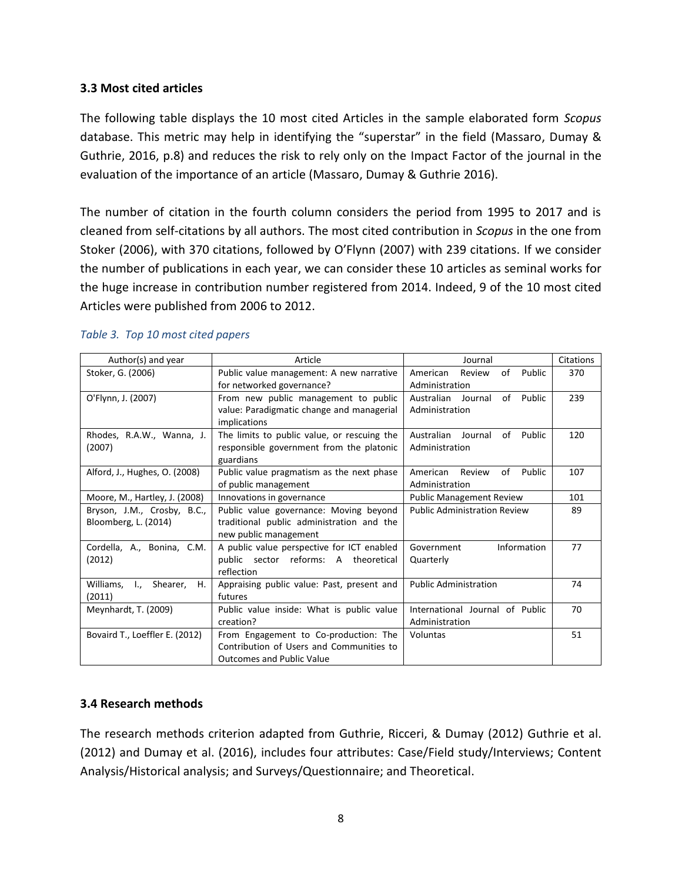### 3.3 Most cited articles

The following table displays the 10 most cited Articles in the sample elaborated form *Scopus* database. This metric may help in identifying the "superstar" in the field (Massaro, Dumay & Guthrie, 2016, p.8) and reduces the risk to rely only on the Impact Factor of the journal in the evaluation of the importance of an article (Massaro, Dumay & Guthrie 2016).

The number of citation in the fourth column considers the period from 1995 to 2017 and is cleaned from self-citations by all authors. The most cited contribution in *Scopus* in the one from Stoker (2006), with 370 citations, followed by O'Flynn (2007) with 239 citations. If we consider the number of publications in each year, we can consider these 10 articles as seminal works for the huge increase in contribution number registered from 2014. Indeed, 9 of the 10 most cited Articles were published from 2006 to 2012.

*Table 3. Top 10 most cited papers*

| Author(s) and year | Article | Journal | Citations |
|---|---|---|---|
| Stoker, G. (2006) | Public value management: A new narrative for networked governance? | American Review of Public Administration | 370 |
| O'Flynn, J. (2007) | From new public management to public value: Paradigmatic change and managerial implications | Australian Journal of Public Administration | 239 |
| Rhodes, R.A.W., Wanna, J. (2007) | The limits to public value, or rescuing the responsible government from the platonic guardians | Australian Journal of Public Administration | 120 |
| Alford, J., Hughes, O. (2008) | Public value pragmatism as the next phase of public management | American Review of Public Administration | 107 |
| Moore, M., Hartley, J. (2008) | Innovations in governance | Public Management Review | 101 |
| Bryson, J.M., Crosby, B.C., Bloomberg, L. (2014) | Public value governance: Moving beyond traditional public administration and the new public management | Public Administration Review | 89 |
| Cordella, A., Bonina, C.M. (2012) | A public value perspective for ICT enabled public sector reforms: A theoretical reflection | Government Information Quarterly | 77 |
| Williams, I., Shearer, H. (2011) | Appraising public value: Past, present and futures | Public Administration | 74 |
| Meynhardt, T. (2009) | Public value inside: What is public value creation? | International Journal of Public Administration | 70 |
| Bovaird T., Loeffler E. (2012) | From Engagement to Co-production: The Contribution of Users and Communities to Outcomes and Public Value | Voluntas | 51 |

### 3.4 Research methods

The research methods criterion adapted from Guthrie, Ricceri, & Dumay (2012) Guthrie et al. (2012) and Dumay et al. (2016), includes four attributes: Case/Field study/Interviews; Content Analysis/Historical analysis; and Surveys/Questionnaire; and Theoretical.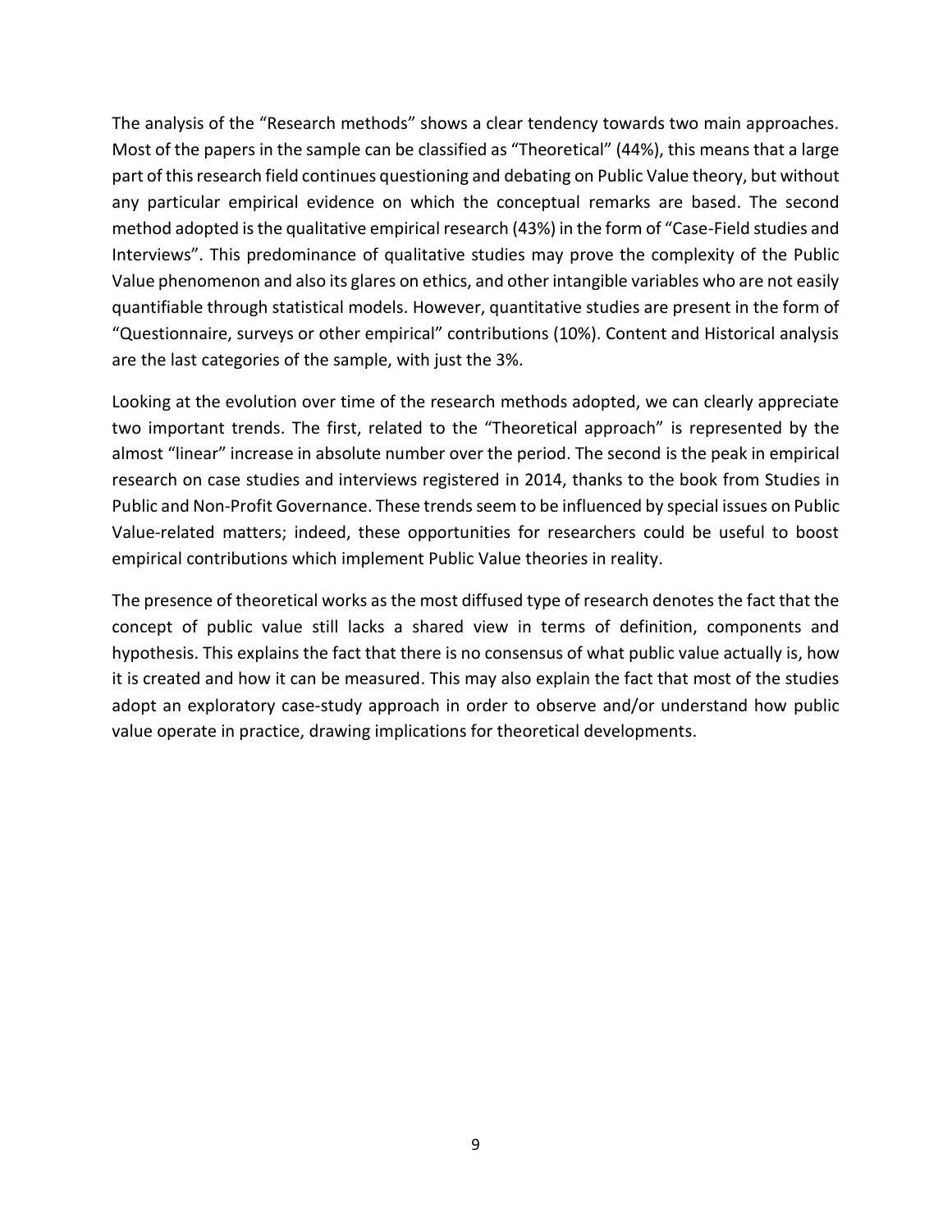The analysis of the "Research methods" shows a clear tendency towards two main approaches. Most of the papers in the sample can be classified as "Theoretical" (44%), this means that a large part of this research field continues questioning and debating on Public Value theory, but without any particular empirical evidence on which the conceptual remarks are based. The second method adopted is the qualitative empirical research (43%) in the form of "Case-Field studies and Interviews". This predominance of qualitative studies may prove the complexity of the Public Value phenomenon and also its glares on ethics, and other intangible variables who are not easily quantifiable through statistical models. However, quantitative studies are present in the form of "Questionnaire, surveys or other empirical" contributions (10%). Content and Historical analysis are the last categories of the sample, with just the 3%.

Looking at the evolution over time of the research methods adopted, we can clearly appreciate two important trends. The first, related to the "Theoretical approach" is represented by the almost "linear" increase in absolute number over the period. The second is the peak in empirical research on case studies and interviews registered in 2014, thanks to the book from Studies in Public and Non-Profit Governance. These trends seem to be influenced by special issues on Public Value-related matters; indeed, these opportunities for researchers could be useful to boost empirical contributions which implement Public Value theories in reality.

The presence of theoretical works as the most diffused type of research denotes the fact that the concept of public value still lacks a shared view in terms of definition, components and hypothesis. This explains the fact that there is no consensus of what public value actually is, how it is created and how it can be measured. This may also explain the fact that most of the studies adopt an exploratory case-study approach in order to observe and/or understand how public value operate in practice, drawing implications for theoretical developments.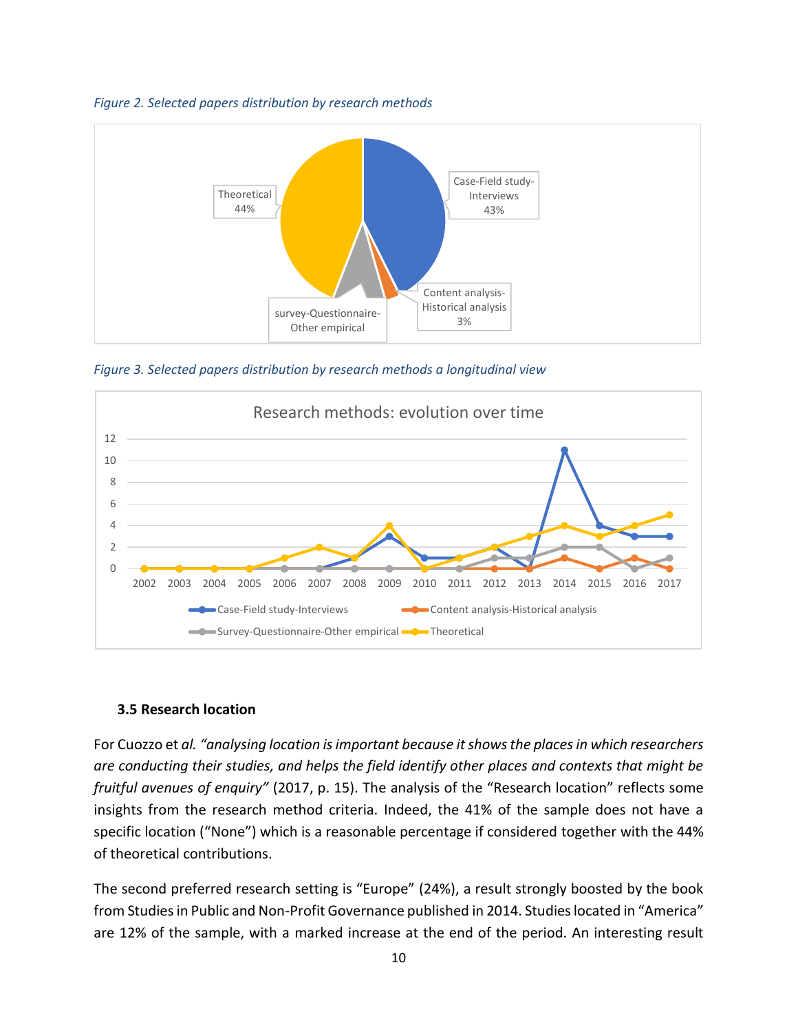*Figure 2. Selected papers distribution by research methods*

*Figure 3. Selected papers distribution by research methods a longitudinal view*

### 3.5 Research location

For Cuozzo et *al. "analysing location is important because it shows the places in which researchers are conducting their studies, and helps the field identify other places and contexts that might be fruitful avenues of enquiry"* (2017, p. 15). The analysis of the "Research location" reflects some insights from the research method criteria. Indeed, the 41% of the sample does not have a specific location ("None") which is a reasonable percentage if considered together with the 44% of theoretical contributions.

The second preferred research setting is "Europe" (24%), a result strongly boosted by the book from Studies in Public and Non-Profit Governance published in 2014. Studies located in "America" are 12% of the sample, with a marked increase at the end of the period. An interesting result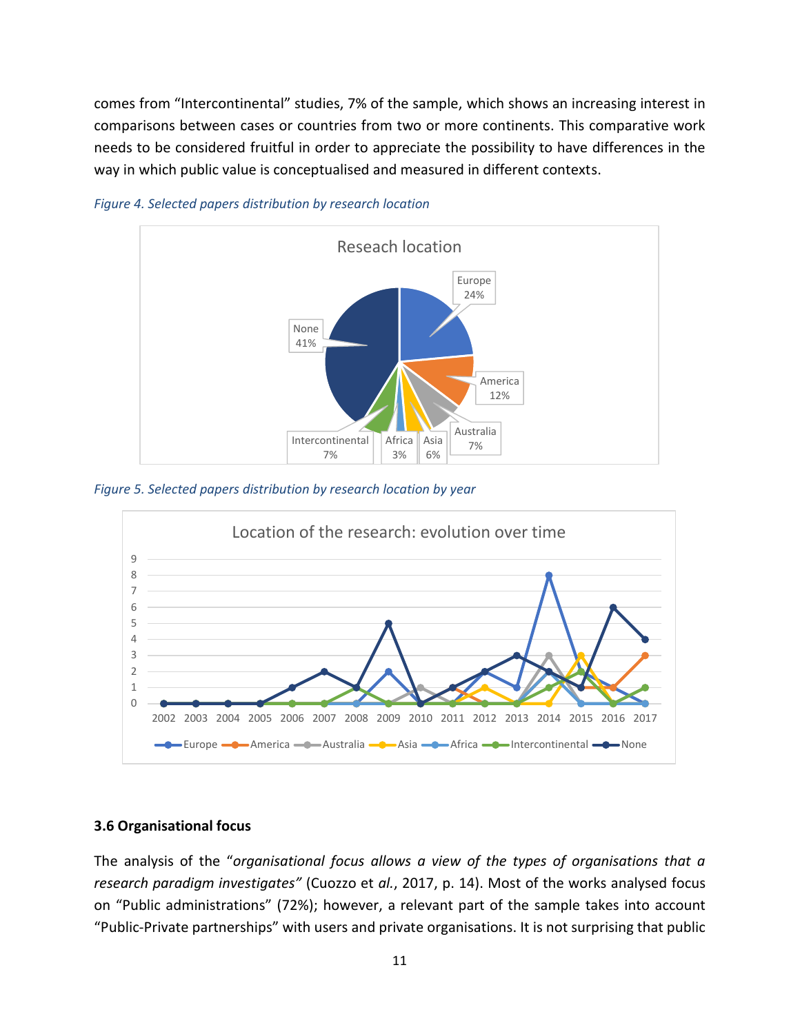comes from “Intercontinental” studies, 7% of the sample, which shows an increasing interest in comparisons between cases or countries from two or more continents. This comparative work needs to be considered fruitful in order to appreciate the possibility to have differences in the way in which public value is conceptualised and measured in different contexts.

*Figure 4. Selected papers distribution by research location*

*Figure 5. Selected papers distribution by research location by year*

### 3.6 Organisational focus

The analysis of the “*organisational focus allows a view of the types of organisations that a research paradigm investigates”* (Cuozzo et *al.*, 2017, p. 14). Most of the works analysed focus on “Public administrations” (72%); however, a relevant part of the sample takes into account “Public-Private partnerships” with users and private organisations. It is not surprising that public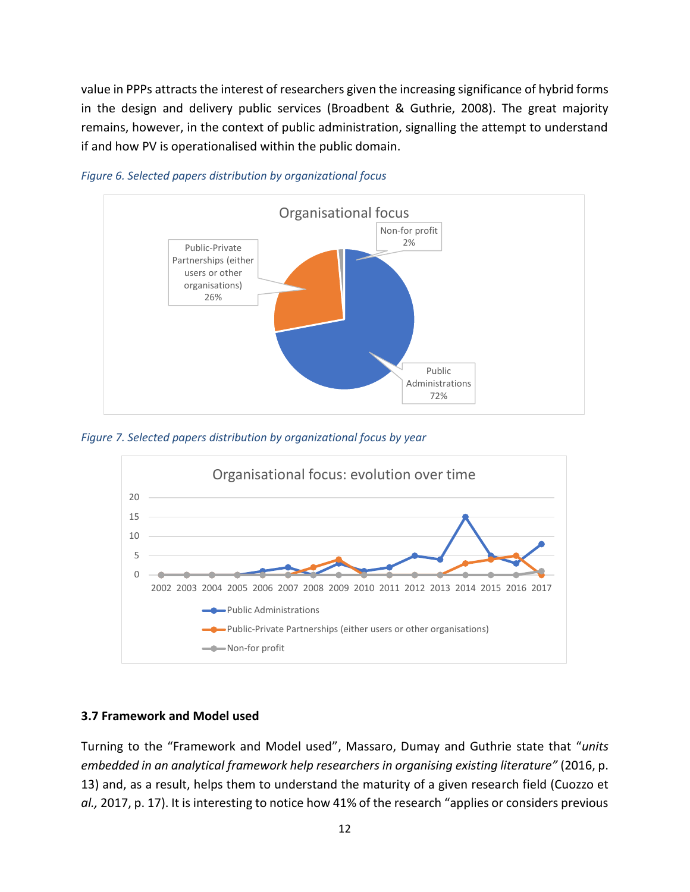value in PPPs attracts the interest of researchers given the increasing significance of hybrid forms in the design and delivery public services (Broadbent & Guthrie, 2008). The great majority remains, however, in the context of public administration, signalling the attempt to understand if and how PV is operationalised within the public domain.

*Figure 6. Selected papers distribution by organizational focus*

*Figure 7. Selected papers distribution by organizational focus by year*

### 3.7 Framework and Model used

Turning to the "Framework and Model used", Massaro, Dumay and Guthrie state that "*units embedded in an analytical framework help researchers in organising existing literature"* (2016, p. 13) and, as a result, helps them to understand the maturity of a given research field (Cuozzo et *al.,* 2017, p. 17). It is interesting to notice how 41% of the research "applies or considers previous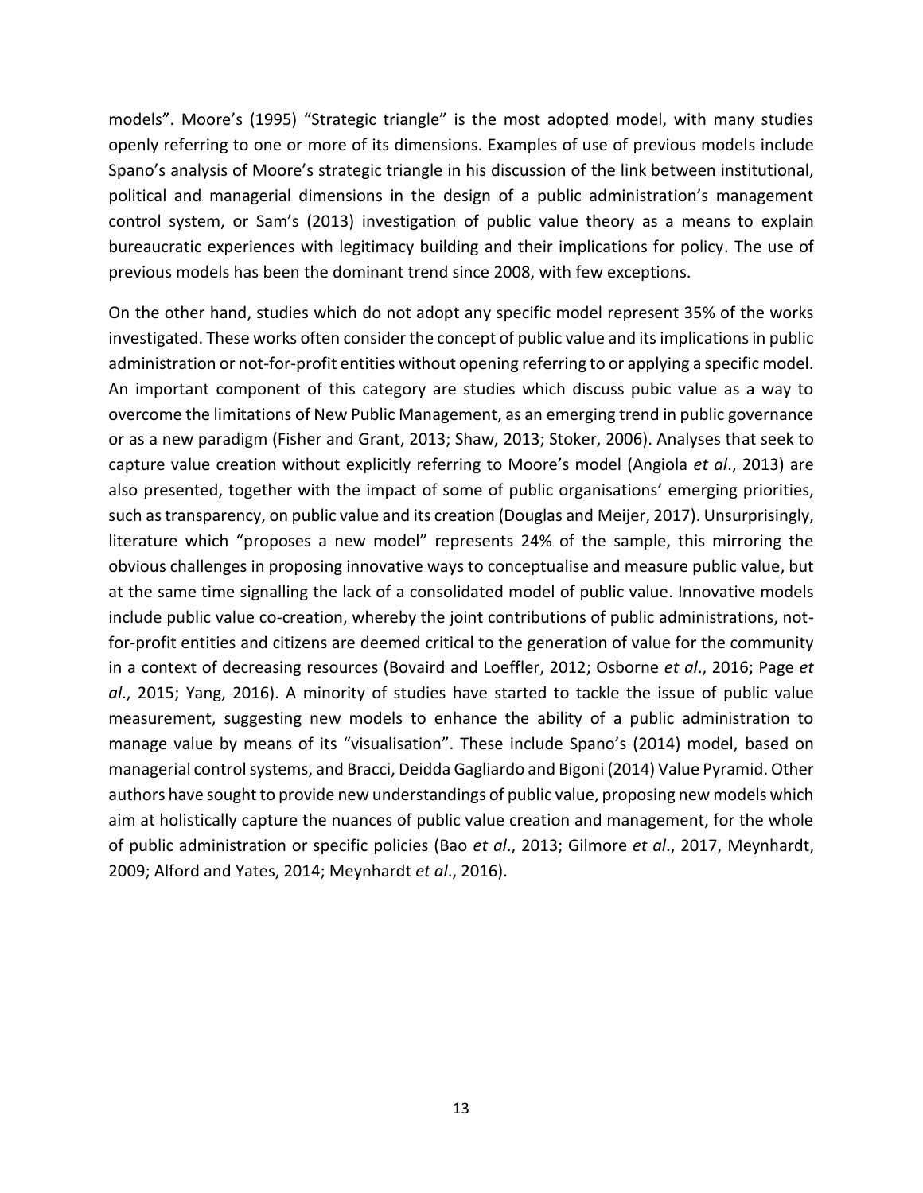models". Moore's (1995) "Strategic triangle" is the most adopted model, with many studies openly referring to one or more of its dimensions. Examples of use of previous models include Spano's analysis of Moore's strategic triangle in his discussion of the link between institutional, political and managerial dimensions in the design of a public administration's management control system, or Sam's (2013) investigation of public value theory as a means to explain bureaucratic experiences with legitimacy building and their implications for policy. The use of previous models has been the dominant trend since 2008, with few exceptions.

On the other hand, studies which do not adopt any specific model represent 35% of the works investigated. These works often consider the concept of public value and its implications in public administration or not-for-profit entities without opening referring to or applying a specific model. An important component of this category are studies which discuss pubic value as a way to overcome the limitations of New Public Management, as an emerging trend in public governance or as a new paradigm (Fisher and Grant, 2013; Shaw, 2013; Stoker, 2006). Analyses that seek to capture value creation without explicitly referring to Moore's model (Angiola *et al*., 2013) are also presented, together with the impact of some of public organisations' emerging priorities, such as transparency, on public value and its creation (Douglas and Meijer, 2017). Unsurprisingly, literature which "proposes a new model" represents 24% of the sample, this mirroring the obvious challenges in proposing innovative ways to conceptualise and measure public value, but at the same time signalling the lack of a consolidated model of public value. Innovative models include public value co-creation, whereby the joint contributions of public administrations, not-for-profit entities and citizens are deemed critical to the generation of value for the community in a context of decreasing resources (Bovaird and Loeffler, 2012; Osborne *et al*., 2016; Page *et al*., 2015; Yang, 2016). A minority of studies have started to tackle the issue of public value measurement, suggesting new models to enhance the ability of a public administration to manage value by means of its "visualisation". These include Spano's (2014) model, based on managerial control systems, and Bracci, Deidda Gagliardo and Bigoni (2014) Value Pyramid. Other authors have sought to provide new understandings of public value, proposing new models which aim at holistically capture the nuances of public value creation and management, for the whole of public administration or specific policies (Bao *et al*., 2013; Gilmore *et al*., 2017, Meynhardt, 2009; Alford and Yates, 2014; Meynhardt *et al*., 2016).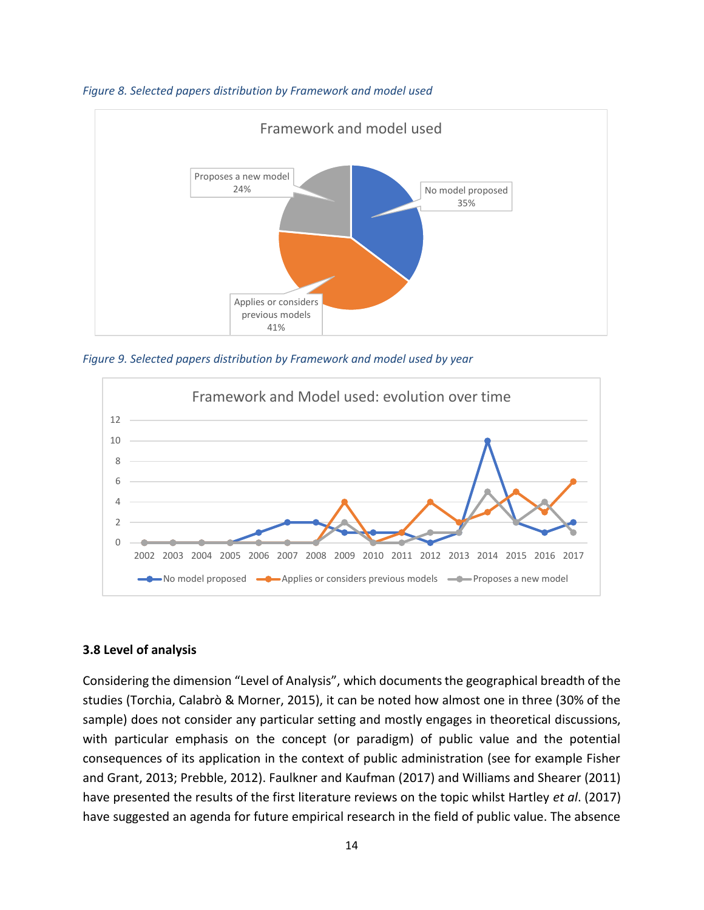*Figure 8. Selected papers distribution by Framework and model used*

*Figure 9. Selected papers distribution by Framework and model used by year*

### 3.8 Level of analysis

Considering the dimension "Level of Analysis", which documents the geographical breadth of the studies (Torchia, Calabrò & Morner, 2015), it can be noted how almost one in three (30% of the sample) does not consider any particular setting and mostly engages in theoretical discussions, with particular emphasis on the concept (or paradigm) of public value and the potential consequences of its application in the context of public administration (see for example Fisher and Grant, 2013; Prebble, 2012). Faulkner and Kaufman (2017) and Williams and Shearer (2011) have presented the results of the first literature reviews on the topic whilst Hartley *et al*. (2017) have suggested an agenda for future empirical research in the field of public value. The absence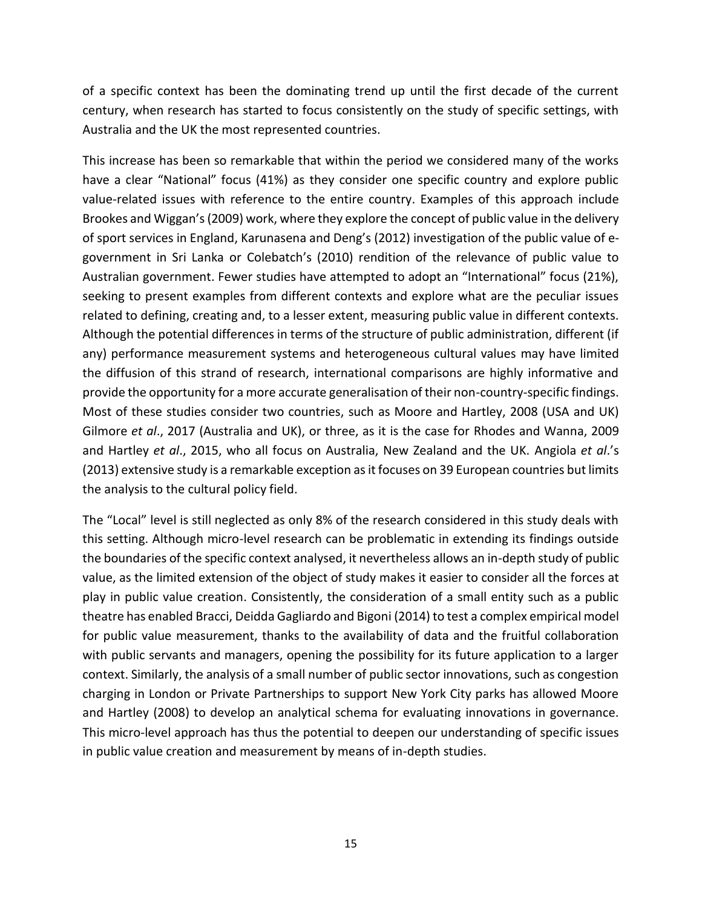of a specific context has been the dominating trend up until the first decade of the current century, when research has started to focus consistently on the study of specific settings, with Australia and the UK the most represented countries.

This increase has been so remarkable that within the period we considered many of the works have a clear "National" focus (41%) as they consider one specific country and explore public value-related issues with reference to the entire country. Examples of this approach include Brookes and Wiggan's (2009) work, where they explore the concept of public value in the delivery of sport services in England, Karunasena and Deng's (2012) investigation of the public value of e-government in Sri Lanka or Colebatch's (2010) rendition of the relevance of public value to Australian government. Fewer studies have attempted to adopt an "International" focus (21%), seeking to present examples from different contexts and explore what are the peculiar issues related to defining, creating and, to a lesser extent, measuring public value in different contexts. Although the potential differences in terms of the structure of public administration, different (if any) performance measurement systems and heterogeneous cultural values may have limited the diffusion of this strand of research, international comparisons are highly informative and provide the opportunity for a more accurate generalisation of their non-country-specific findings. Most of these studies consider two countries, such as Moore and Hartley, 2008 (USA and UK) Gilmore *et al*., 2017 (Australia and UK), or three, as it is the case for Rhodes and Wanna, 2009 and Hartley *et al*., 2015, who all focus on Australia, New Zealand and the UK. Angiola *et al*.'s (2013) extensive study is a remarkable exception as it focuses on 39 European countries but limits the analysis to the cultural policy field.

The "Local" level is still neglected as only 8% of the research considered in this study deals with this setting. Although micro-level research can be problematic in extending its findings outside the boundaries of the specific context analysed, it nevertheless allows an in-depth study of public value, as the limited extension of the object of study makes it easier to consider all the forces at play in public value creation. Consistently, the consideration of a small entity such as a public theatre has enabled Bracci, Deidda Gagliardo and Bigoni (2014) to test a complex empirical model for public value measurement, thanks to the availability of data and the fruitful collaboration with public servants and managers, opening the possibility for its future application to a larger context. Similarly, the analysis of a small number of public sector innovations, such as congestion charging in London or Private Partnerships to support New York City parks has allowed Moore and Hartley (2008) to develop an analytical schema for evaluating innovations in governance. This micro-level approach has thus the potential to deepen our understanding of specific issues in public value creation and measurement by means of in-depth studies.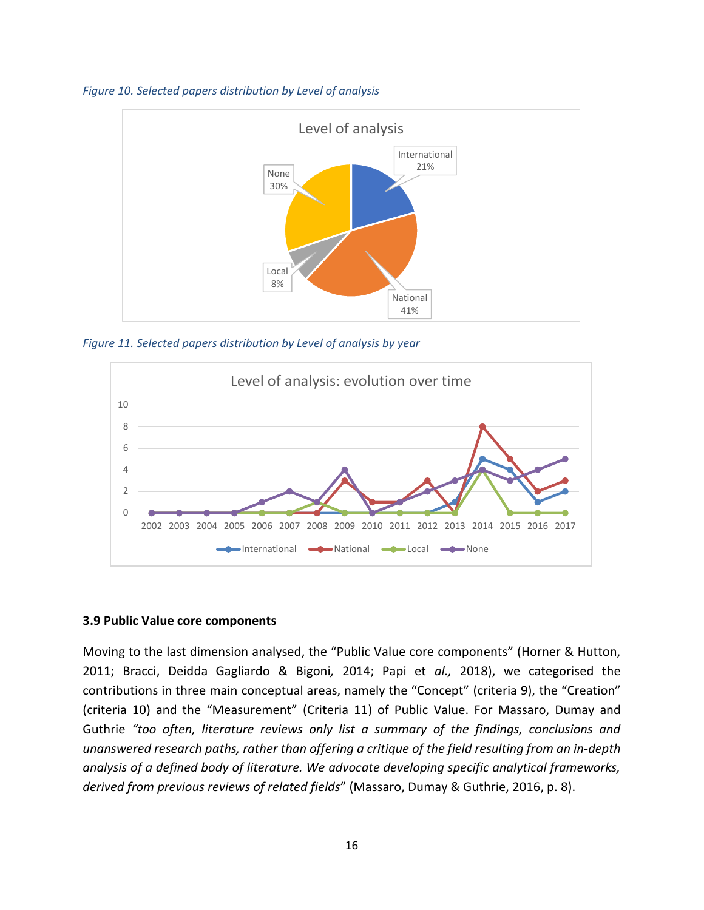*Figure 10. Selected papers distribution by Level of analysis*

*Figure 11. Selected papers distribution by Level of analysis by year*

### 3.9 Public Value core components

Moving to the last dimension analysed, the "Public Value core components" (Horner & Hutton, 2011; Bracci, Deidda Gagliardo & Bigoni, 2014; Papi et *al.,* 2018), we categorised the contributions in three main conceptual areas, namely the "Concept" (criteria 9), the "Creation" (criteria 10) and the "Measurement" (Criteria 11) of Public Value. For Massaro, Dumay and Guthrie *"too often, literature reviews only list a summary of the findings, conclusions and unanswered research paths, rather than offering a critique of the field resulting from an in-depth analysis of a defined body of literature. We advocate developing specific analytical frameworks, derived from previous reviews of related fields*" (Massaro, Dumay & Guthrie, 2016, p. 8).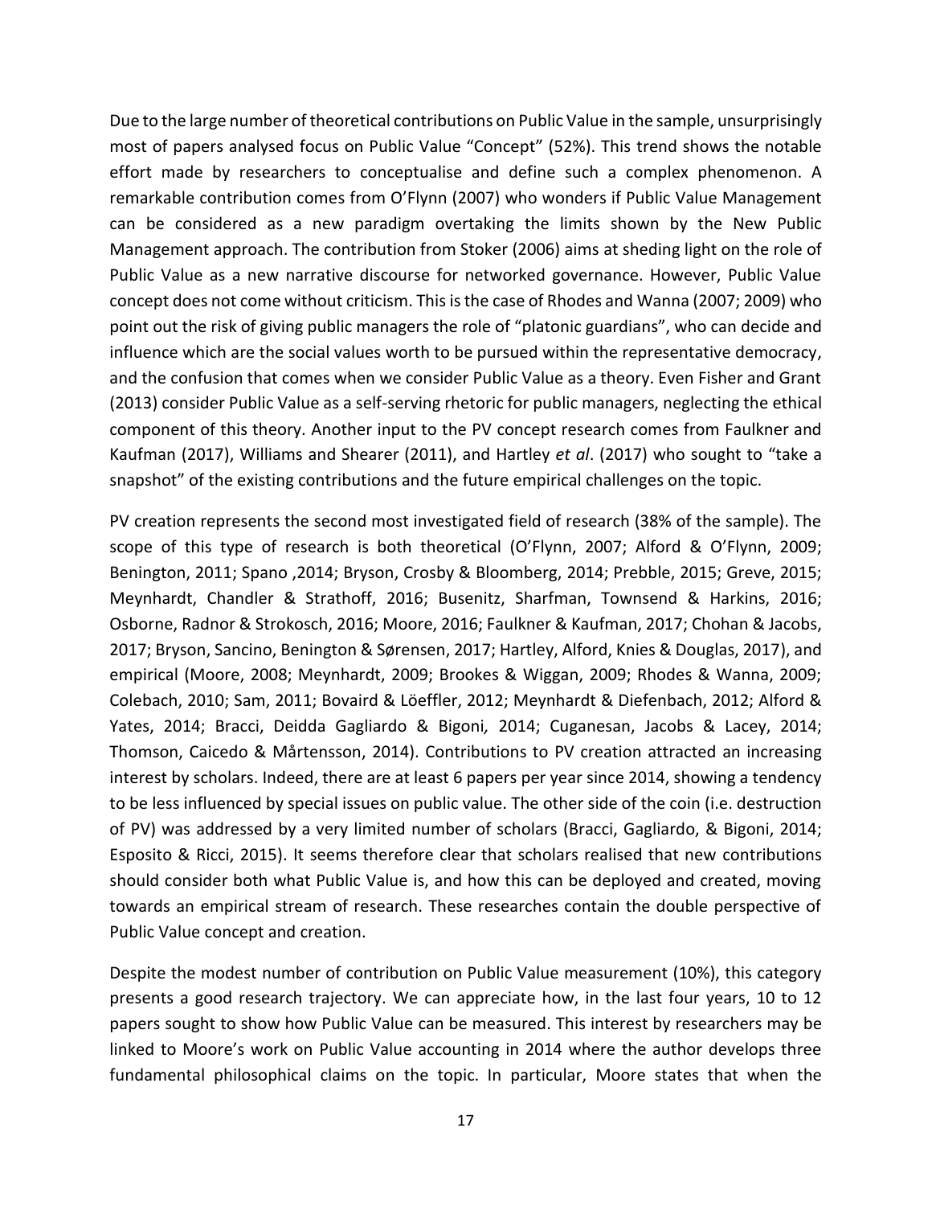Due to the large number of theoretical contributions on Public Value in the sample, unsurprisingly most of papers analysed focus on Public Value "Concept" (52%). This trend shows the notable effort made by researchers to conceptualise and define such a complex phenomenon. A remarkable contribution comes from O'Flynn (2007) who wonders if Public Value Management can be considered as a new paradigm overtaking the limits shown by the New Public Management approach. The contribution from Stoker (2006) aims at sheding light on the role of Public Value as a new narrative discourse for networked governance. However, Public Value concept does not come without criticism. This is the case of Rhodes and Wanna (2007; 2009) who point out the risk of giving public managers the role of "platonic guardians", who can decide and influence which are the social values worth to be pursued within the representative democracy, and the confusion that comes when we consider Public Value as a theory. Even Fisher and Grant (2013) consider Public Value as a self-serving rhetoric for public managers, neglecting the ethical component of this theory. Another input to the PV concept research comes from Faulkner and Kaufman (2017), Williams and Shearer (2011), and Hartley *et al*. (2017) who sought to "take a snapshot" of the existing contributions and the future empirical challenges on the topic.

PV creation represents the second most investigated field of research (38% of the sample). The scope of this type of research is both theoretical (O'Flynn, 2007; Alford & O'Flynn, 2009; Benington, 2011; Spano ,2014; Bryson, Crosby & Bloomberg, 2014; Prebble, 2015; Greve, 2015; Meynhardt, Chandler & Strathoff, 2016; Busenitz, Sharfman, Townsend & Harkins, 2016; Osborne, Radnor & Strokosch, 2016; Moore, 2016; Faulkner & Kaufman, 2017; Chohan & Jacobs, 2017; Bryson, Sancino, Benington & Sørensen, 2017; Hartley, Alford, Knies & Douglas, 2017), and empirical (Moore, 2008; Meynhardt, 2009; Brookes & Wiggan, 2009; Rhodes & Wanna, 2009; Colebach, 2010; Sam, 2011; Bovaird & Löeffler, 2012; Meynhardt & Diefenbach, 2012; Alford & Yates, 2014; Bracci, Deidda Gagliardo & Bigoni*,* 2014; Cuganesan, Jacobs & Lacey, 2014; Thomson, Caicedo & Mårtensson, 2014). Contributions to PV creation attracted an increasing interest by scholars. Indeed, there are at least 6 papers per year since 2014, showing a tendency to be less influenced by special issues on public value. The other side of the coin (i.e. destruction of PV) was addressed by a very limited number of scholars (Bracci, Gagliardo, & Bigoni, 2014; Esposito & Ricci, 2015). It seems therefore clear that scholars realised that new contributions should consider both what Public Value is, and how this can be deployed and created, moving towards an empirical stream of research. These researches contain the double perspective of Public Value concept and creation.

Despite the modest number of contribution on Public Value measurement (10%), this category presents a good research trajectory. We can appreciate how, in the last four years, 10 to 12 papers sought to show how Public Value can be measured. This interest by researchers may be linked to Moore's work on Public Value accounting in 2014 where the author develops three fundamental philosophical claims on the topic. In particular, Moore states that when the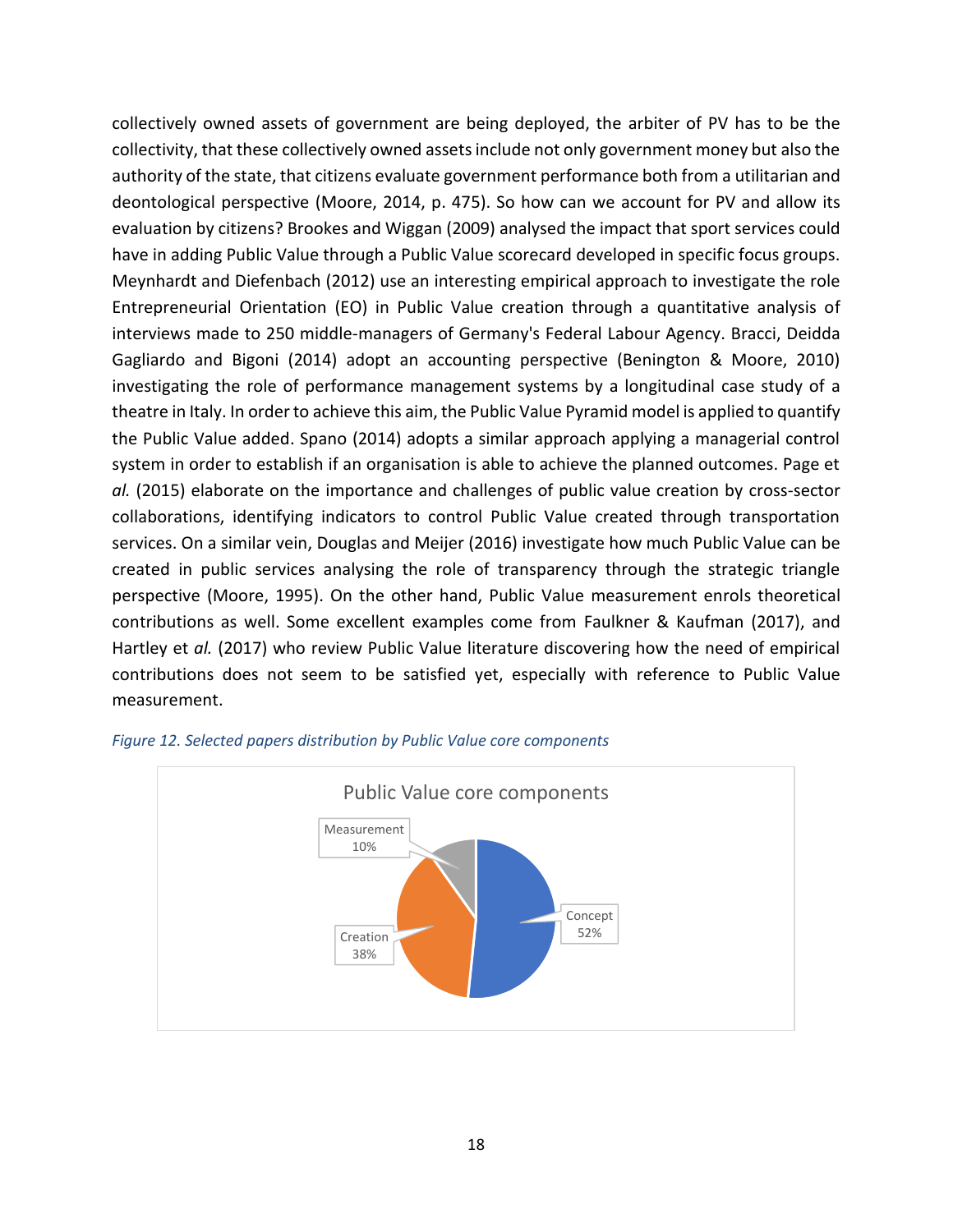collectively owned assets of government are being deployed, the arbiter of PV has to be the collectivity, that these collectively owned assets include not only government money but also the authority of the state, that citizens evaluate government performance both from a utilitarian and deontological perspective (Moore, 2014, p. 475). So how can we account for PV and allow its evaluation by citizens? Brookes and Wiggan (2009) analysed the impact that sport services could have in adding Public Value through a Public Value scorecard developed in specific focus groups. Meynhardt and Diefenbach (2012) use an interesting empirical approach to investigate the role Entrepreneurial Orientation (EO) in Public Value creation through a quantitative analysis of interviews made to 250 middle-managers of Germany's Federal Labour Agency. Bracci, Deidda Gagliardo and Bigoni (2014) adopt an accounting perspective (Benington & Moore, 2010) investigating the role of performance management systems by a longitudinal case study of a theatre in Italy. In order to achieve this aim, the Public Value Pyramid model is applied to quantify the Public Value added. Spano (2014) adopts a similar approach applying a managerial control system in order to establish if an organisation is able to achieve the planned outcomes. Page et *al.* (2015) elaborate on the importance and challenges of public value creation by cross-sector collaborations, identifying indicators to control Public Value created through transportation services. On a similar vein, Douglas and Meijer (2016) investigate how much Public Value can be created in public services analysing the role of transparency through the strategic triangle perspective (Moore, 1995). On the other hand, Public Value measurement enrols theoretical contributions as well. Some excellent examples come from Faulkner & Kaufman (2017), and Hartley et *al.* (2017) who review Public Value literature discovering how the need of empirical contributions does not seem to be satisfied yet, especially with reference to Public Value measurement.

*Figure 12. Selected papers distribution by Public Value core components*

Public Value core components

| Component | Share |
|---|---|
| Concept | 52% |
| Creation | 38% |
| Measurement | 10% |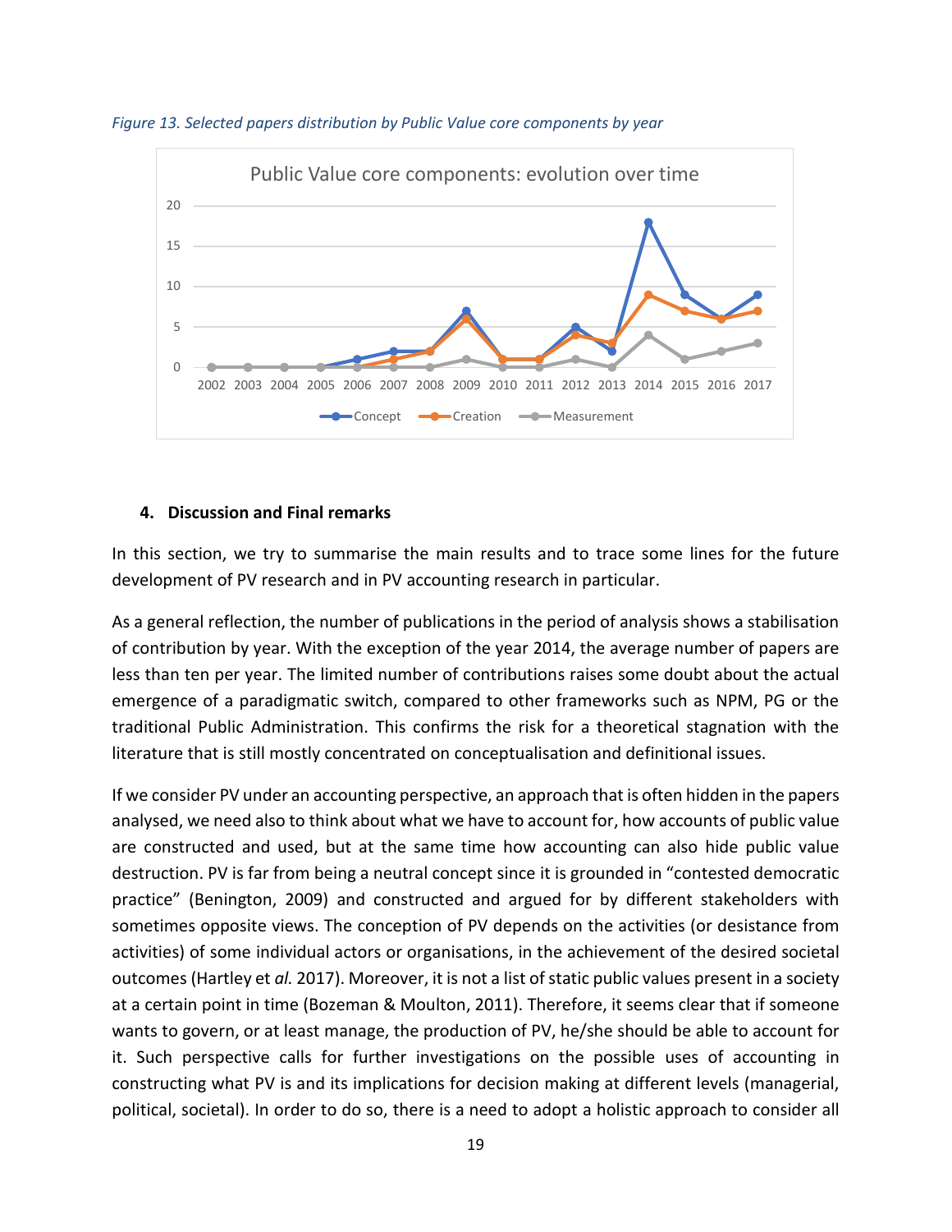*Figure 13. Selected papers distribution by Public Value core components by year*

## 4. Discussion and Final remarks

In this section, we try to summarise the main results and to trace some lines for the future development of PV research and in PV accounting research in particular.

As a general reflection, the number of publications in the period of analysis shows a stabilisation of contribution by year. With the exception of the year 2014, the average number of papers are less than ten per year. The limited number of contributions raises some doubt about the actual emergence of a paradigmatic switch, compared to other frameworks such as NPM, PG or the traditional Public Administration. This confirms the risk for a theoretical stagnation with the literature that is still mostly concentrated on conceptualisation and definitional issues.

If we consider PV under an accounting perspective, an approach that is often hidden in the papers analysed, we need also to think about what we have to account for, how accounts of public value are constructed and used, but at the same time how accounting can also hide public value destruction. PV is far from being a neutral concept since it is grounded in "contested democratic practice" (Benington, 2009) and constructed and argued for by different stakeholders with sometimes opposite views. The conception of PV depends on the activities (or desistance from activities) of some individual actors or organisations, in the achievement of the desired societal outcomes (Hartley et *al.* 2017). Moreover, it is not a list of static public values present in a society at a certain point in time (Bozeman & Moulton, 2011). Therefore, it seems clear that if someone wants to govern, or at least manage, the production of PV, he/she should be able to account for it. Such perspective calls for further investigations on the possible uses of accounting in constructing what PV is and its implications for decision making at different levels (managerial, political, societal). In order to do so, there is a need to adopt a holistic approach to consider all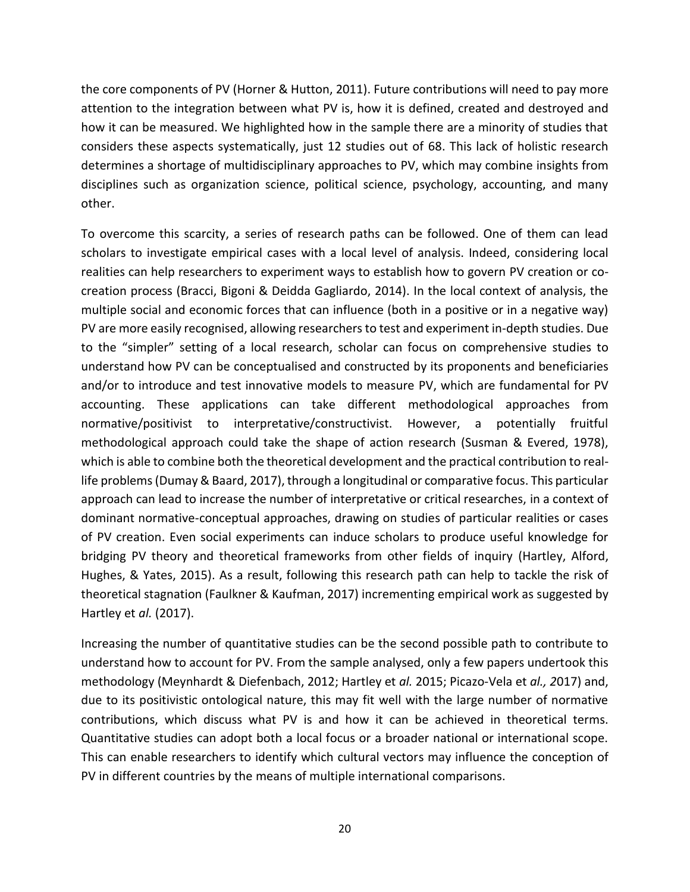the core components of PV (Horner & Hutton, 2011). Future contributions will need to pay more attention to the integration between what PV is, how it is defined, created and destroyed and how it can be measured. We highlighted how in the sample there are a minority of studies that considers these aspects systematically, just 12 studies out of 68. This lack of holistic research determines a shortage of multidisciplinary approaches to PV, which may combine insights from disciplines such as organization science, political science, psychology, accounting, and many other.

To overcome this scarcity, a series of research paths can be followed. One of them can lead scholars to investigate empirical cases with a local level of analysis. Indeed, considering local realities can help researchers to experiment ways to establish how to govern PV creation or co-creation process (Bracci, Bigoni & Deidda Gagliardo, 2014). In the local context of analysis, the multiple social and economic forces that can influence (both in a positive or in a negative way) PV are more easily recognised, allowing researchers to test and experiment in-depth studies. Due to the "simpler" setting of a local research, scholar can focus on comprehensive studies to understand how PV can be conceptualised and constructed by its proponents and beneficiaries and/or to introduce and test innovative models to measure PV, which are fundamental for PV accounting. These applications can take different methodological approaches from normative/positivist to interpretative/constructivist. However, a potentially fruitful methodological approach could take the shape of action research (Susman & Evered, 1978), which is able to combine both the theoretical development and the practical contribution to real-life problems (Dumay & Baard, 2017), through a longitudinal or comparative focus. This particular approach can lead to increase the number of interpretative or critical researches, in a context of dominant normative-conceptual approaches, drawing on studies of particular realities or cases of PV creation. Even social experiments can induce scholars to produce useful knowledge for bridging PV theory and theoretical frameworks from other fields of inquiry (Hartley, Alford, Hughes, & Yates, 2015). As a result, following this research path can help to tackle the risk of theoretical stagnation (Faulkner & Kaufman, 2017) incrementing empirical work as suggested by Hartley et *al.* (2017).

Increasing the number of quantitative studies can be the second possible path to contribute to understand how to account for PV. From the sample analysed, only a few papers undertook this methodology (Meynhardt & Diefenbach, 2012; Hartley et *al.* 2015; Picazo-Vela et *al., 2*017) and, due to its positivistic ontological nature, this may fit well with the large number of normative contributions, which discuss what PV is and how it can be achieved in theoretical terms. Quantitative studies can adopt both a local focus or a broader national or international scope. This can enable researchers to identify which cultural vectors may influence the conception of PV in different countries by the means of multiple international comparisons.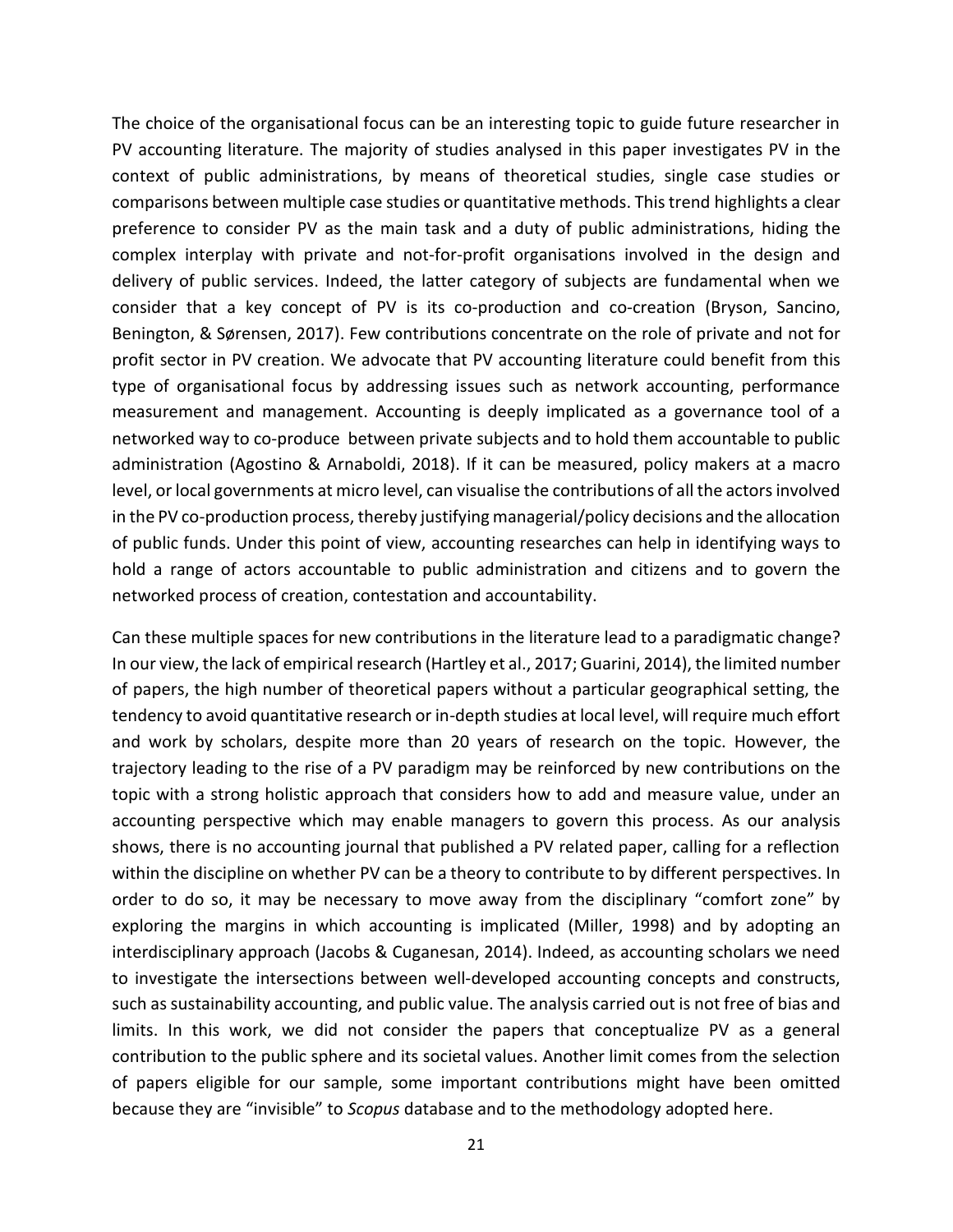The choice of the organisational focus can be an interesting topic to guide future researcher in PV accounting literature. The majority of studies analysed in this paper investigates PV in the context of public administrations, by means of theoretical studies, single case studies or comparisons between multiple case studies or quantitative methods. This trend highlights a clear preference to consider PV as the main task and a duty of public administrations, hiding the complex interplay with private and not-for-profit organisations involved in the design and delivery of public services. Indeed, the latter category of subjects are fundamental when we consider that a key concept of PV is its co-production and co-creation (Bryson, Sancino, Benington, & Sørensen, 2017). Few contributions concentrate on the role of private and not for profit sector in PV creation. We advocate that PV accounting literature could benefit from this type of organisational focus by addressing issues such as network accounting, performance measurement and management. Accounting is deeply implicated as a governance tool of a networked way to co-produce between private subjects and to hold them accountable to public administration (Agostino & Arnaboldi, 2018). If it can be measured, policy makers at a macro level, or local governments at micro level, can visualise the contributions of all the actors involved in the PV co-production process, thereby justifying managerial/policy decisions and the allocation of public funds. Under this point of view, accounting researches can help in identifying ways to hold a range of actors accountable to public administration and citizens and to govern the networked process of creation, contestation and accountability.

Can these multiple spaces for new contributions in the literature lead to a paradigmatic change? In our view, the lack of empirical research (Hartley et al., 2017; Guarini, 2014), the limited number of papers, the high number of theoretical papers without a particular geographical setting, the tendency to avoid quantitative research or in-depth studies at local level, will require much effort and work by scholars, despite more than 20 years of research on the topic. However, the trajectory leading to the rise of a PV paradigm may be reinforced by new contributions on the topic with a strong holistic approach that considers how to add and measure value, under an accounting perspective which may enable managers to govern this process. As our analysis shows, there is no accounting journal that published a PV related paper, calling for a reflection within the discipline on whether PV can be a theory to contribute to by different perspectives. In order to do so, it may be necessary to move away from the disciplinary "comfort zone" by exploring the margins in which accounting is implicated (Miller, 1998) and by adopting an interdisciplinary approach (Jacobs & Cuganesan, 2014). Indeed, as accounting scholars we need to investigate the intersections between well-developed accounting concepts and constructs, such as sustainability accounting, and public value. The analysis carried out is not free of bias and limits. In this work, we did not consider the papers that conceptualize PV as a general contribution to the public sphere and its societal values. Another limit comes from the selection of papers eligible for our sample, some important contributions might have been omitted because they are "invisible" to *Scopus* database and to the methodology adopted here.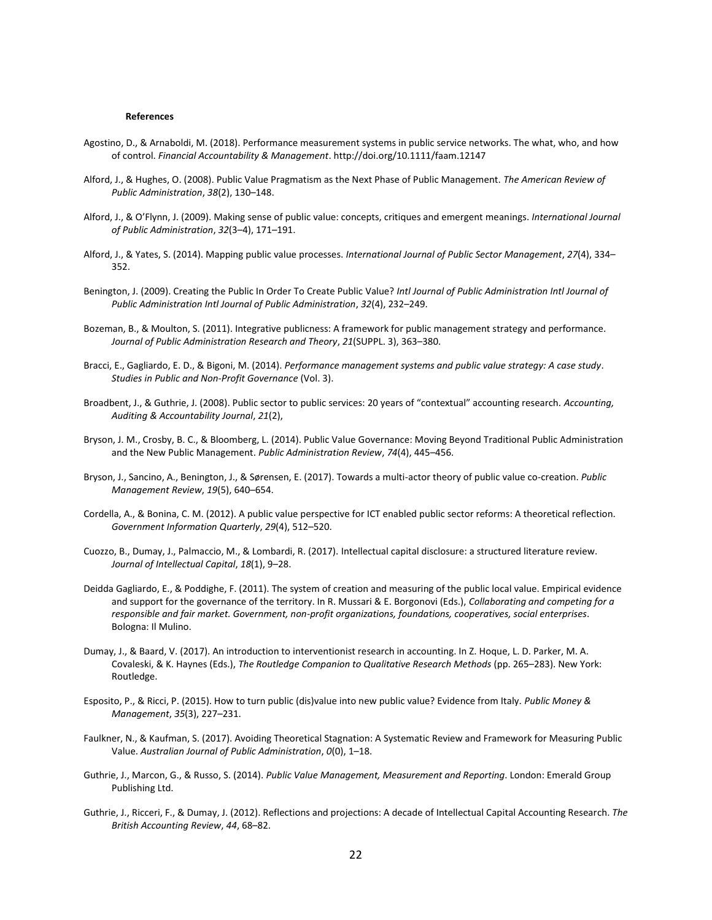**References**

Agostino, D., & Arnaboldi, M. (2018). Performance measurement systems in public service networks. The what, who, and how of control. *Financial Accountability & Management*. http://doi.org/10.1111/faam.12147

Alford, J., & Hughes, O. (2008). Public Value Pragmatism as the Next Phase of Public Management. *The American Review of Public Administration*, *38*(2), 130–148.

Alford, J., & O'Flynn, J. (2009). Making sense of public value: concepts, critiques and emergent meanings. *International Journal of Public Administration*, *32*(3–4), 171–191.

Alford, J., & Yates, S. (2014). Mapping public value processes. *International Journal of Public Sector Management*, *27*(4), 334–352.

Benington, J. (2009). Creating the Public In Order To Create Public Value? *Intl Journal of Public Administration Intl Journal of Public Administration Intl Journal of Public Administration*, *32*(4), 232–249.

Bozeman, B., & Moulton, S. (2011). Integrative publicness: A framework for public management strategy and performance. *Journal of Public Administration Research and Theory*, *21*(SUPPL. 3), 363–380.

Bracci, E., Gagliardo, E. D., & Bigoni, M. (2014). *Performance management systems and public value strategy: A case study*. *Studies in Public and Non-Profit Governance* (Vol. 3).

Broadbent, J., & Guthrie, J. (2008). Public sector to public services: 20 years of "contextual" accounting research. *Accounting, Auditing & Accountability Journal*, *21*(2),

Bryson, J. M., Crosby, B. C., & Bloomberg, L. (2014). Public Value Governance: Moving Beyond Traditional Public Administration and the New Public Management. *Public Administration Review*, *74*(4), 445–456.

Bryson, J., Sancino, A., Benington, J., & Sørensen, E. (2017). Towards a multi-actor theory of public value co-creation. *Public Management Review*, *19*(5), 640–654.

Cordella, A., & Bonina, C. M. (2012). A public value perspective for ICT enabled public sector reforms: A theoretical reflection. *Government Information Quarterly*, *29*(4), 512–520.

Cuozzo, B., Dumay, J., Palmaccio, M., & Lombardi, R. (2017). Intellectual capital disclosure: a structured literature review. *Journal of Intellectual Capital*, *18*(1), 9–28.

Deidda Gagliardo, E., & Poddighe, F. (2011). The system of creation and measuring of the public local value. Empirical evidence and support for the governance of the territory. In R. Mussari & E. Borgonovi (Eds.), *Collaborating and competing for a responsible and fair market. Government, non-profit organizations, foundations, cooperatives, social enterprises*. Bologna: Il Mulino.

Dumay, J., & Baard, V. (2017). An introduction to interventionist research in accounting. In Z. Hoque, L. D. Parker, M. A. Covaleski, & K. Haynes (Eds.), *The Routledge Companion to Qualitative Research Methods* (pp. 265–283). New York: Routledge.

Esposito, P., & Ricci, P. (2015). How to turn public (dis)value into new public value? Evidence from Italy. *Public Money & Management*, *35*(3), 227–231.

Faulkner, N., & Kaufman, S. (2017). Avoiding Theoretical Stagnation: A Systematic Review and Framework for Measuring Public Value. *Australian Journal of Public Administration*, *0*(0), 1–18.

Guthrie, J., Marcon, G., & Russo, S. (2014). *Public Value Management, Measurement and Reporting*. London: Emerald Group Publishing Ltd.

Guthrie, J., Ricceri, F., & Dumay, J. (2012). Reflections and projections: A decade of Intellectual Capital Accounting Research. *The British Accounting Review*, *44*, 68–82.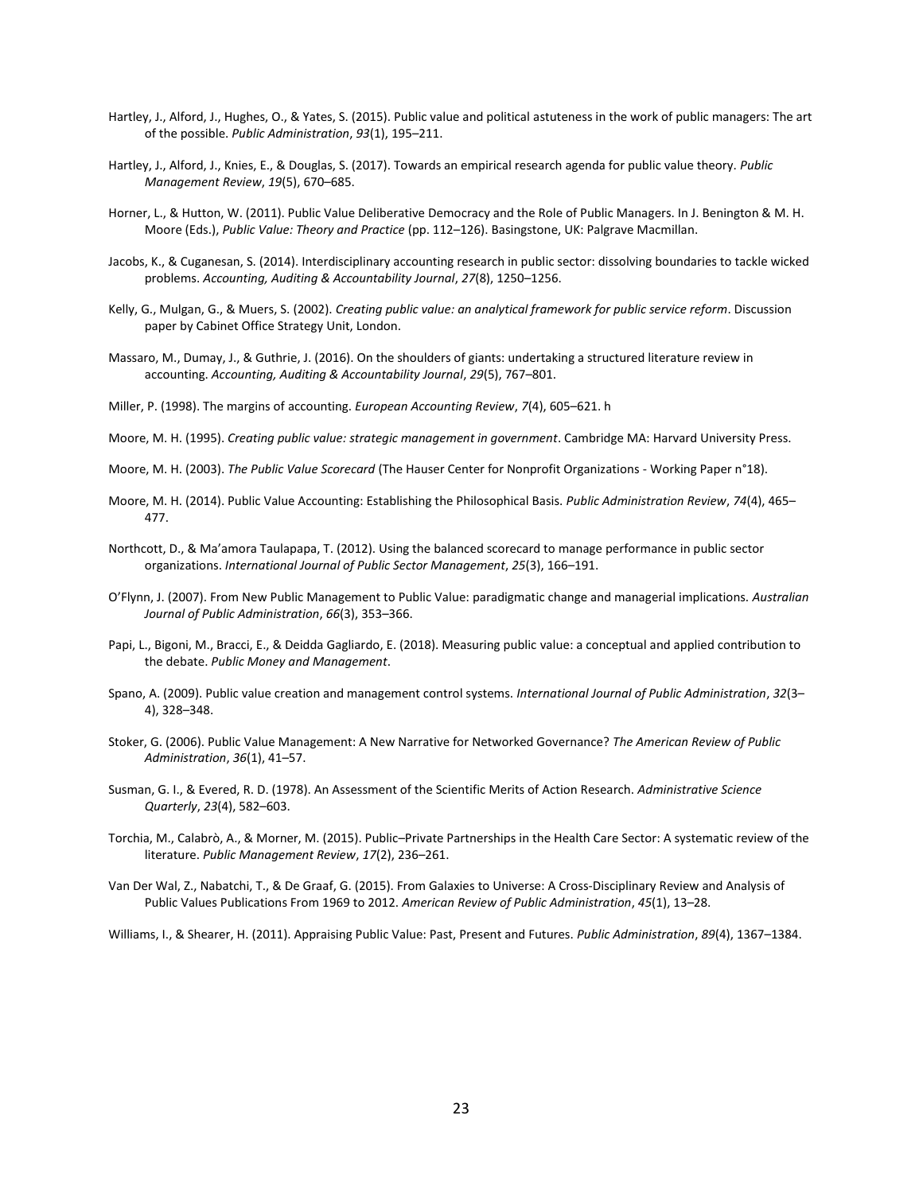Hartley, J., Alford, J., Hughes, O., & Yates, S. (2015). Public value and political astuteness in the work of public managers: The art of the possible. *Public Administration*, *93*(1), 195–211.

Hartley, J., Alford, J., Knies, E., & Douglas, S. (2017). Towards an empirical research agenda for public value theory. *Public Management Review*, *19*(5), 670–685.

Horner, L., & Hutton, W. (2011). Public Value Deliberative Democracy and the Role of Public Managers. In J. Benington & M. H. Moore (Eds.), *Public Value: Theory and Practice* (pp. 112–126). Basingstone, UK: Palgrave Macmillan.

Jacobs, K., & Cuganesan, S. (2014). Interdisciplinary accounting research in public sector: dissolving boundaries to tackle wicked problems. *Accounting, Auditing & Accountability Journal*, *27*(8), 1250–1256.

Kelly, G., Mulgan, G., & Muers, S. (2002). *Creating public value: an analytical framework for public service reform*. Discussion paper by Cabinet Office Strategy Unit, London.

Massaro, M., Dumay, J., & Guthrie, J. (2016). On the shoulders of giants: undertaking a structured literature review in accounting. *Accounting, Auditing & Accountability Journal*, *29*(5), 767–801.

Miller, P. (1998). The margins of accounting. *European Accounting Review*, *7*(4), 605–621. h

Moore, M. H. (1995). *Creating public value: strategic management in government*. Cambridge MA: Harvard University Press.

Moore, M. H. (2003). *The Public Value Scorecard* (The Hauser Center for Nonprofit Organizations - Working Paper n°18).

Moore, M. H. (2014). Public Value Accounting: Establishing the Philosophical Basis. *Public Administration Review*, *74*(4), 465–477.

Northcott, D., & Ma'amora Taulapapa, T. (2012). Using the balanced scorecard to manage performance in public sector organizations. *International Journal of Public Sector Management*, *25*(3), 166–191.

O'Flynn, J. (2007). From New Public Management to Public Value: paradigmatic change and managerial implications. *Australian Journal of Public Administration*, *66*(3), 353–366.

Papi, L., Bigoni, M., Bracci, E., & Deidda Gagliardo, E. (2018). Measuring public value: a conceptual and applied contribution to the debate. *Public Money and Management*.

Spano, A. (2009). Public value creation and management control systems. *International Journal of Public Administration*, *32*(3–4), 328–348.

Stoker, G. (2006). Public Value Management: A New Narrative for Networked Governance? *The American Review of Public Administration*, *36*(1), 41–57.

Susman, G. I., & Evered, R. D. (1978). An Assessment of the Scientific Merits of Action Research. *Administrative Science Quarterly*, *23*(4), 582–603.

Torchia, M., Calabrò, A., & Morner, M. (2015). Public–Private Partnerships in the Health Care Sector: A systematic review of the literature. *Public Management Review*, *17*(2), 236–261.

Van Der Wal, Z., Nabatchi, T., & De Graaf, G. (2015). From Galaxies to Universe: A Cross-Disciplinary Review and Analysis of Public Values Publications From 1969 to 2012. *American Review of Public Administration*, *45*(1), 13–28.

Williams, I., & Shearer, H. (2011). Appraising Public Value: Past, Present and Futures. *Public Administration*, *89*(4), 1367–1384.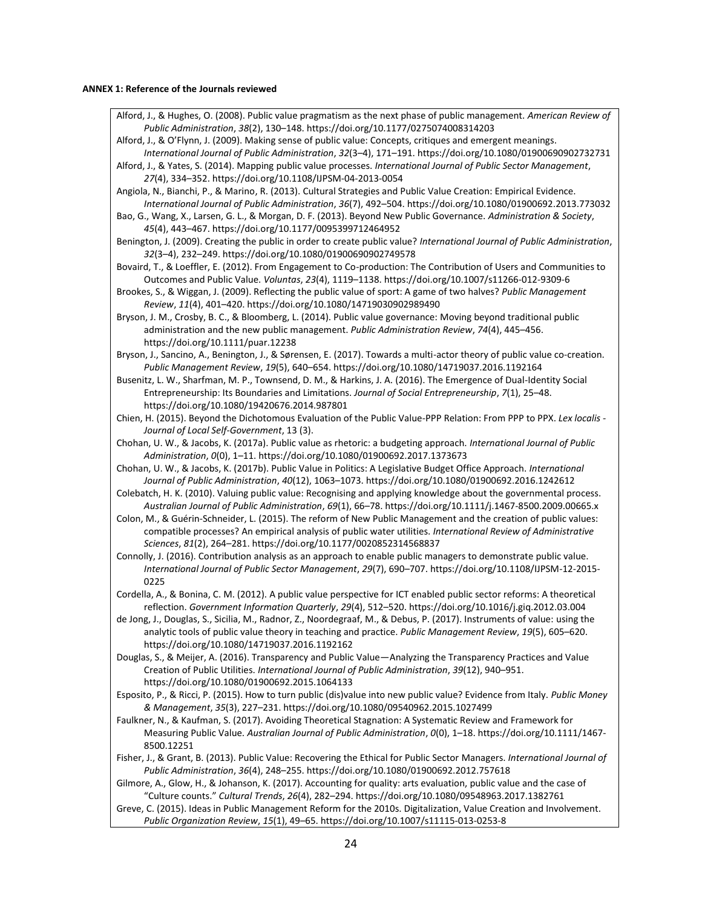**ANNEX 1: Reference of the Journals reviewed**

Alford, J., & Hughes, O. (2008). Public value pragmatism as the next phase of public management. *American Review of Public Administration*, *38*(2), 130–148. https://doi.org/10.1177/0275074008314203

Alford, J., & O'Flynn, J. (2009). Making sense of public value: Concepts, critiques and emergent meanings. *International Journal of Public Administration*, *32*(3–4), 171–191. https://doi.org/10.1080/01900690902732731

Alford, J., & Yates, S. (2014). Mapping public value processes. *International Journal of Public Sector Management*, *27*(4), 334–352. https://doi.org/10.1108/IJPSM-04-2013-0054

Angiola, N., Bianchi, P., & Marino, R. (2013). Cultural Strategies and Public Value Creation: Empirical Evidence. *International Journal of Public Administration*, *36*(7), 492–504. https://doi.org/10.1080/01900692.2013.773032

Bao, G., Wang, X., Larsen, G. L., & Morgan, D. F. (2013). Beyond New Public Governance. *Administration & Society*, *45*(4), 443–467. https://doi.org/10.1177/0095399712464952

Benington, J. (2009). Creating the public in order to create public value? *International Journal of Public Administration*, *32*(3–4), 232–249. https://doi.org/10.1080/01900690902749578

Bovaird, T., & Loeffler, E. (2012). From Engagement to Co-production: The Contribution of Users and Communities to Outcomes and Public Value. *Voluntas*, *23*(4), 1119–1138. https://doi.org/10.1007/s11266-012-9309-6

Brookes, S., & Wiggan, J. (2009). Reflecting the public value of sport: A game of two halves? *Public Management Review*, *11*(4), 401–420. https://doi.org/10.1080/14719030902989490

Bryson, J. M., Crosby, B. C., & Bloomberg, L. (2014). Public value governance: Moving beyond traditional public administration and the new public management. *Public Administration Review*, *74*(4), 445–456. https://doi.org/10.1111/puar.12238

Bryson, J., Sancino, A., Benington, J., & Sørensen, E. (2017). Towards a multi-actor theory of public value co-creation. *Public Management Review*, *19*(5), 640–654. https://doi.org/10.1080/14719037.2016.1192164

Busenitz, L. W., Sharfman, M. P., Townsend, D. M., & Harkins, J. A. (2016). The Emergence of Dual-Identity Social Entrepreneurship: Its Boundaries and Limitations. *Journal of Social Entrepreneurship*, *7*(1), 25–48. https://doi.org/10.1080/19420676.2014.987801

Chien, H. (2015). Beyond the Dichotomous Evaluation of the Public Value-PPP Relation: From PPP to PPX. *Lex localis - Journal of Local Self-Government*, 13 (3).

Chohan, U. W., & Jacobs, K. (2017a). Public value as rhetoric: a budgeting approach. *International Journal of Public Administration*, *0*(0), 1–11. https://doi.org/10.1080/01900692.2017.1373673

Chohan, U. W., & Jacobs, K. (2017b). Public Value in Politics: A Legislative Budget Office Approach. *International Journal of Public Administration*, *40*(12), 1063–1073. https://doi.org/10.1080/01900692.2016.1242612

Colebatch, H. K. (2010). Valuing public value: Recognising and applying knowledge about the governmental process. *Australian Journal of Public Administration*, *69*(1), 66–78. https://doi.org/10.1111/j.1467-8500.2009.00665.x

Colon, M., & Guérin-Schneider, L. (2015). The reform of New Public Management and the creation of public values: compatible processes? An empirical analysis of public water utilities. *International Review of Administrative Sciences*, *81*(2), 264–281. https://doi.org/10.1177/0020852314568837

Connolly, J. (2016). Contribution analysis as an approach to enable public managers to demonstrate public value. *International Journal of Public Sector Management*, *29*(7), 690–707. https://doi.org/10.1108/IJPSM-12-2015-0225

Cordella, A., & Bonina, C. M. (2012). A public value perspective for ICT enabled public sector reforms: A theoretical reflection. *Government Information Quarterly*, *29*(4), 512–520. https://doi.org/10.1016/j.giq.2012.03.004

de Jong, J., Douglas, S., Sicilia, M., Radnor, Z., Noordegraaf, M., & Debus, P. (2017). Instruments of value: using the analytic tools of public value theory in teaching and practice. *Public Management Review*, *19*(5), 605–620. https://doi.org/10.1080/14719037.2016.1192162

Douglas, S., & Meijer, A. (2016). Transparency and Public Value—Analyzing the Transparency Practices and Value Creation of Public Utilities. *International Journal of Public Administration*, *39*(12), 940–951. https://doi.org/10.1080/01900692.2015.1064133

Esposito, P., & Ricci, P. (2015). How to turn public (dis)value into new public value? Evidence from Italy. *Public Money & Management*, *35*(3), 227–231. https://doi.org/10.1080/09540962.2015.1027499

Faulkner, N., & Kaufman, S. (2017). Avoiding Theoretical Stagnation: A Systematic Review and Framework for Measuring Public Value. *Australian Journal of Public Administration*, *0*(0), 1–18. https://doi.org/10.1111/1467-8500.12251

Fisher, J., & Grant, B. (2013). Public Value: Recovering the Ethical for Public Sector Managers. *International Journal of Public Administration*, *36*(4), 248–255. https://doi.org/10.1080/01900692.2012.757618

Gilmore, A., Glow, H., & Johanson, K. (2017). Accounting for quality: arts evaluation, public value and the case of "Culture counts." *Cultural Trends*, *26*(4), 282–294. https://doi.org/10.1080/09548963.2017.1382761

Greve, C. (2015). Ideas in Public Management Reform for the 2010s. Digitalization, Value Creation and Involvement. *Public Organization Review*, *15*(1), 49–65. https://doi.org/10.1007/s11115-013-0253-8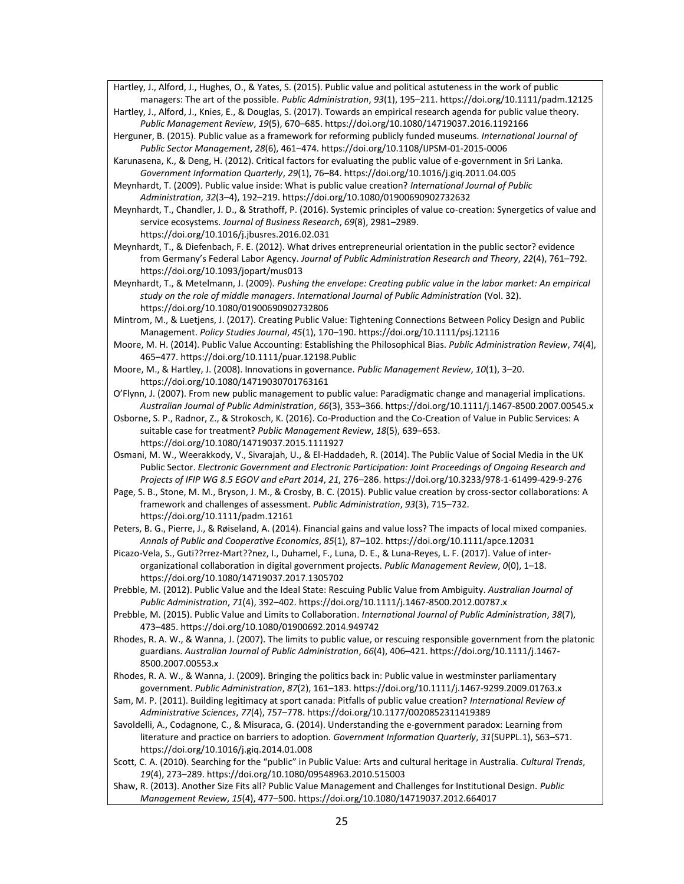Hartley, J., Alford, J., Hughes, O., & Yates, S. (2015). Public value and political astuteness in the work of public managers: The art of the possible. *Public Administration*, *93*(1), 195–211. https://doi.org/10.1111/padm.12125

Hartley, J., Alford, J., Knies, E., & Douglas, S. (2017). Towards an empirical research agenda for public value theory. *Public Management Review*, *19*(5), 670–685. https://doi.org/10.1080/14719037.2016.1192166

Herguner, B. (2015). Public value as a framework for reforming publicly funded museums. *International Journal of Public Sector Management*, *28*(6), 461–474. https://doi.org/10.1108/IJPSM-01-2015-0006

Karunasena, K., & Deng, H. (2012). Critical factors for evaluating the public value of e-government in Sri Lanka. *Government Information Quarterly*, *29*(1), 76–84. https://doi.org/10.1016/j.giq.2011.04.005

Meynhardt, T. (2009). Public value inside: What is public value creation? *International Journal of Public Administration*, *32*(3–4), 192–219. https://doi.org/10.1080/01900690902732632

Meynhardt, T., Chandler, J. D., & Strathoff, P. (2016). Systemic principles of value co-creation: Synergetics of value and service ecosystems. *Journal of Business Research*, *69*(8), 2981–2989. https://doi.org/10.1016/j.jbusres.2016.02.031

Meynhardt, T., & Diefenbach, F. E. (2012). What drives entrepreneurial orientation in the public sector? evidence from Germany's Federal Labor Agency. *Journal of Public Administration Research and Theory*, *22*(4), 761–792. https://doi.org/10.1093/jopart/mus013

Meynhardt, T., & Metelmann, J. (2009). *Pushing the envelope: Creating public value in the labor market: An empirical study on the role of middle managers*. *International Journal of Public Administration* (Vol. 32). https://doi.org/10.1080/01900690902732806

Mintrom, M., & Luetjens, J. (2017). Creating Public Value: Tightening Connections Between Policy Design and Public Management. *Policy Studies Journal*, *45*(1), 170–190. https://doi.org/10.1111/psj.12116

Moore, M. H. (2014). Public Value Accounting: Establishing the Philosophical Bias. *Public Administration Review*, *74*(4), 465–477. https://doi.org/10.1111/puar.12198.Public

Moore, M., & Hartley, J. (2008). Innovations in governance. *Public Management Review*, *10*(1), 3–20. https://doi.org/10.1080/14719030701763161

O'Flynn, J. (2007). From new public management to public value: Paradigmatic change and managerial implications. *Australian Journal of Public Administration*, *66*(3), 353–366. https://doi.org/10.1111/j.1467-8500.2007.00545.x

Osborne, S. P., Radnor, Z., & Strokosch, K. (2016). Co-Production and the Co-Creation of Value in Public Services: A suitable case for treatment? *Public Management Review*, *18*(5), 639–653. https://doi.org/10.1080/14719037.2015.1111927

Osmani, M. W., Weerakkody, V., Sivarajah, U., & El-Haddadeh, R. (2014). The Public Value of Social Media in the UK Public Sector. *Electronic Government and Electronic Participation: Joint Proceedings of Ongoing Research and Projects of IFIP WG 8.5 EGOV and ePart 2014*, *21*, 276–286. https://doi.org/10.3233/978-1-61499-429-9-276

Page, S. B., Stone, M. M., Bryson, J. M., & Crosby, B. C. (2015). Public value creation by cross-sector collaborations: A framework and challenges of assessment. *Public Administration*, *93*(3), 715–732. https://doi.org/10.1111/padm.12161

Peters, B. G., Pierre, J., & Røiseland, A. (2014). Financial gains and value loss? The impacts of local mixed companies. *Annals of Public and Cooperative Economics*, *85*(1), 87–102. https://doi.org/10.1111/apce.12031

Picazo-Vela, S., Guti??rrez-Mart??nez, I., Duhamel, F., Luna, D. E., & Luna-Reyes, L. F. (2017). Value of inter-organizational collaboration in digital government projects. *Public Management Review*, *0*(0), 1–18. https://doi.org/10.1080/14719037.2017.1305702

Prebble, M. (2012). Public Value and the Ideal State: Rescuing Public Value from Ambiguity. *Australian Journal of Public Administration*, *71*(4), 392–402. https://doi.org/10.1111/j.1467-8500.2012.00787.x

Prebble, M. (2015). Public Value and Limits to Collaboration. *International Journal of Public Administration*, *38*(7), 473–485. https://doi.org/10.1080/01900692.2014.949742

Rhodes, R. A. W., & Wanna, J. (2007). The limits to public value, or rescuing responsible government from the platonic guardians. *Australian Journal of Public Administration*, *66*(4), 406–421. https://doi.org/10.1111/j.1467-8500.2007.00553.x

Rhodes, R. A. W., & Wanna, J. (2009). Bringing the politics back in: Public value in westminster parliamentary government. *Public Administration*, *87*(2), 161–183. https://doi.org/10.1111/j.1467-9299.2009.01763.x

Sam, M. P. (2011). Building legitimacy at sport canada: Pitfalls of public value creation? *International Review of Administrative Sciences*, *77*(4), 757–778. https://doi.org/10.1177/0020852311419389

Savoldelli, A., Codagnone, C., & Misuraca, G. (2014). Understanding the e-government paradox: Learning from literature and practice on barriers to adoption. *Government Information Quarterly*, *31*(SUPPL.1), S63–S71. https://doi.org/10.1016/j.giq.2014.01.008

Scott, C. A. (2010). Searching for the "public" in Public Value: Arts and cultural heritage in Australia. *Cultural Trends*, *19*(4), 273–289. https://doi.org/10.1080/09548963.2010.515003

Shaw, R. (2013). Another Size Fits all? Public Value Management and Challenges for Institutional Design. *Public Management Review*, *15*(4), 477–500. https://doi.org/10.1080/14719037.2012.664017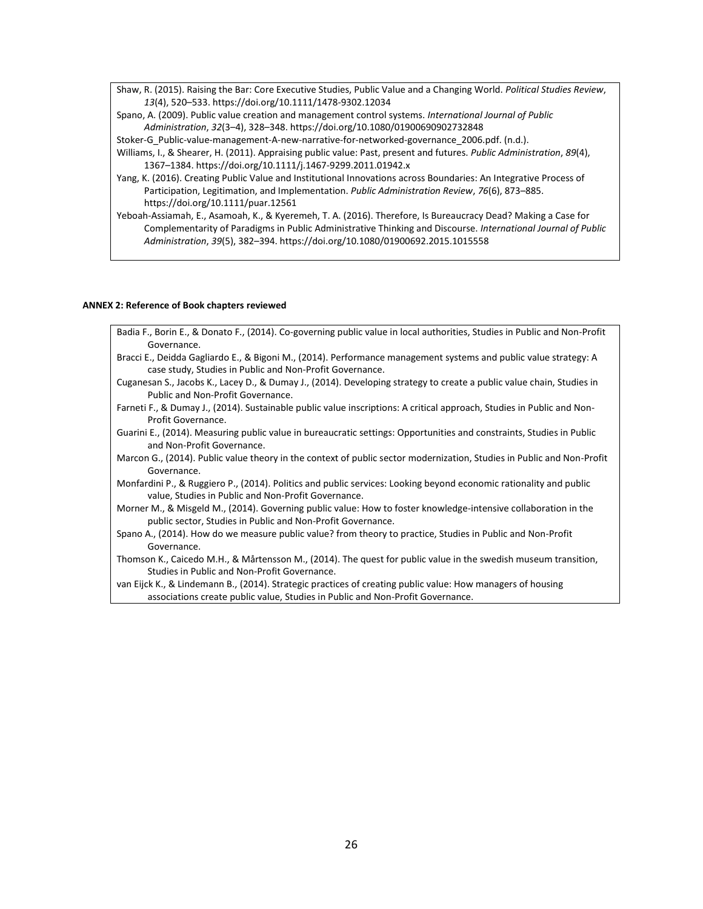Shaw, R. (2015). Raising the Bar: Core Executive Studies, Public Value and a Changing World. *Political Studies Review*, *13*(4), 520–533. https://doi.org/10.1111/1478-9302.12034

Spano, A. (2009). Public value creation and management control systems. *International Journal of Public Administration*, *32*(3–4), 328–348. https://doi.org/10.1080/01900690902732848

Stoker-G_Public-value-management-A-new-narrative-for-networked-governance_2006.pdf. (n.d.).

Williams, I., & Shearer, H. (2011). Appraising public value: Past, present and futures. *Public Administration*, *89*(4), 1367–1384. https://doi.org/10.1111/j.1467-9299.2011.01942.x

Yang, K. (2016). Creating Public Value and Institutional Innovations across Boundaries: An Integrative Process of Participation, Legitimation, and Implementation. *Public Administration Review*, *76*(6), 873–885. https://doi.org/10.1111/puar.12561

Yeboah-Assiamah, E., Asamoah, K., & Kyeremeh, T. A. (2016). Therefore, Is Bureaucracy Dead? Making a Case for Complementarity of Paradigms in Public Administrative Thinking and Discourse. *International Journal of Public Administration*, *39*(5), 382–394. https://doi.org/10.1080/01900692.2015.1015558

**ANNEX 2: Reference of Book chapters reviewed**

Badia F., Borin E., & Donato F., (2014). Co-governing public value in local authorities, Studies in Public and Non-Profit Governance.

Bracci E., Deidda Gagliardo E., & Bigoni M., (2014). Performance management systems and public value strategy: A case study, Studies in Public and Non-Profit Governance.

Cuganesan S., Jacobs K., Lacey D., & Dumay J., (2014). Developing strategy to create a public value chain, Studies in Public and Non-Profit Governance.

Farneti F., & Dumay J., (2014). Sustainable public value inscriptions: A critical approach, Studies in Public and Non-Profit Governance.

Guarini E., (2014). Measuring public value in bureaucratic settings: Opportunities and constraints, Studies in Public and Non-Profit Governance.

Marcon G., (2014). Public value theory in the context of public sector modernization, Studies in Public and Non-Profit Governance.

Monfardini P., & Ruggiero P., (2014). Politics and public services: Looking beyond economic rationality and public value, Studies in Public and Non-Profit Governance.

Morner M., & Misgeld M., (2014). Governing public value: How to foster knowledge-intensive collaboration in the public sector, Studies in Public and Non-Profit Governance.

Spano A., (2014). How do we measure public value? from theory to practice, Studies in Public and Non-Profit Governance.

Thomson K., Caicedo M.H., & Mårtensson M., (2014). The quest for public value in the swedish museum transition, Studies in Public and Non-Profit Governance.

van Eijck K., & Lindemann B., (2014). Strategic practices of creating public value: How managers of housing associations create public value, Studies in Public and Non-Profit Governance.